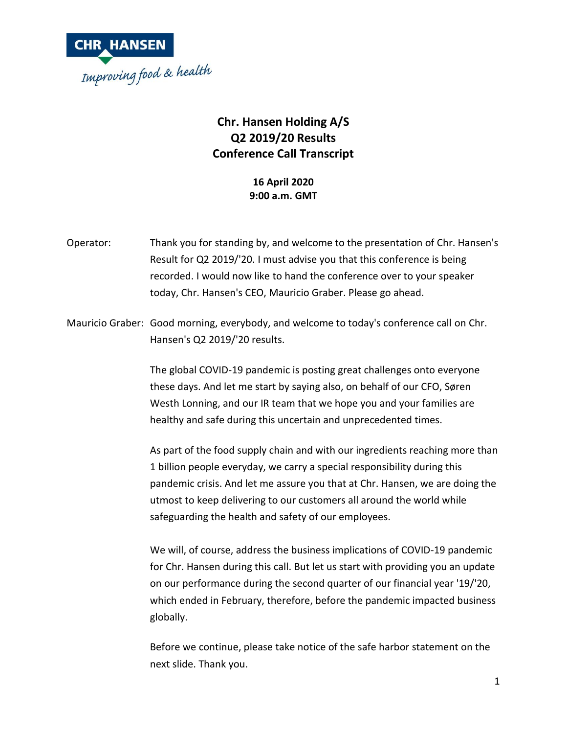# Chr. Hansen Holding A/S
# Q2 2019/20 Results
# Conference Call Transcript

**16 April 2020**
**9:00 a.m. GMT**

Operator: Thank you for standing by, and welcome to the presentation of Chr. Hansen's Result for Q2 2019/'20. I must advise you that this conference is being recorded. I would now like to hand the conference over to your speaker today, Chr. Hansen's CEO, Mauricio Graber. Please go ahead.

Mauricio Graber: Good morning, everybody, and welcome to today's conference call on Chr. Hansen's Q2 2019/'20 results.

The global COVID-19 pandemic is posting great challenges onto everyone these days. And let me start by saying also, on behalf of our CFO, Søren Westh Lonning, and our IR team that we hope you and your families are healthy and safe during this uncertain and unprecedented times.

As part of the food supply chain and with our ingredients reaching more than 1 billion people everyday, we carry a special responsibility during this pandemic crisis. And let me assure you that at Chr. Hansen, we are doing the utmost to keep delivering to our customers all around the world while safeguarding the health and safety of our employees.

We will, of course, address the business implications of COVID-19 pandemic for Chr. Hansen during this call. But let us start with providing you an update on our performance during the second quarter of our financial year '19/'20, which ended in February, therefore, before the pandemic impacted business globally.

Before we continue, please take notice of the safe harbor statement on the next slide. Thank you.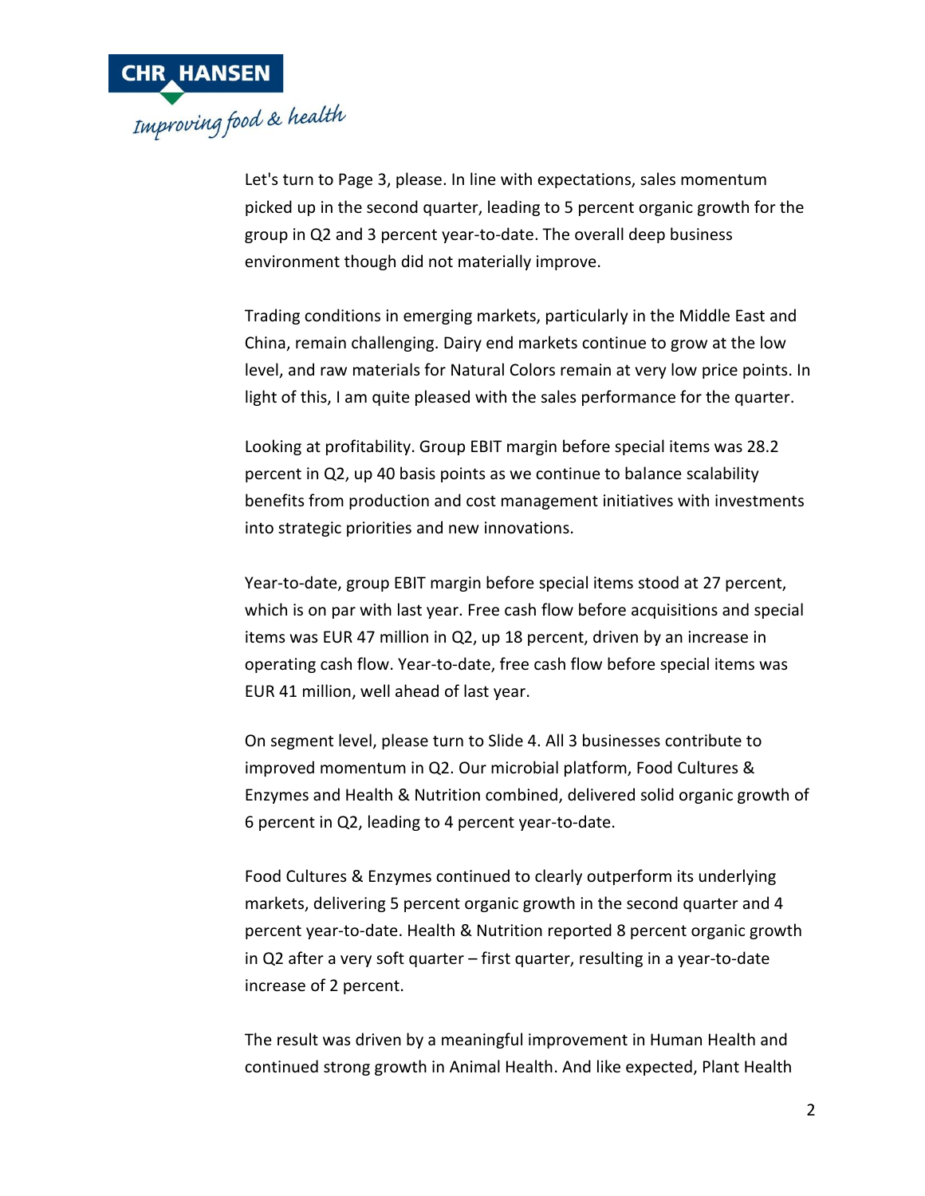Let's turn to Page 3, please. In line with expectations, sales momentum picked up in the second quarter, leading to 5 percent organic growth for the group in Q2 and 3 percent year-to-date. The overall deep business environment though did not materially improve.

Trading conditions in emerging markets, particularly in the Middle East and China, remain challenging. Dairy end markets continue to grow at the low level, and raw materials for Natural Colors remain at very low price points. In light of this, I am quite pleased with the sales performance for the quarter.

Looking at profitability. Group EBIT margin before special items was 28.2 percent in Q2, up 40 basis points as we continue to balance scalability benefits from production and cost management initiatives with investments into strategic priorities and new innovations.

Year-to-date, group EBIT margin before special items stood at 27 percent, which is on par with last year. Free cash flow before acquisitions and special items was EUR 47 million in Q2, up 18 percent, driven by an increase in operating cash flow. Year-to-date, free cash flow before special items was EUR 41 million, well ahead of last year.

On segment level, please turn to Slide 4. All 3 businesses contribute to improved momentum in Q2. Our microbial platform, Food Cultures & Enzymes and Health & Nutrition combined, delivered solid organic growth of 6 percent in Q2, leading to 4 percent year-to-date.

Food Cultures & Enzymes continued to clearly outperform its underlying markets, delivering 5 percent organic growth in the second quarter and 4 percent year-to-date. Health & Nutrition reported 8 percent organic growth in Q2 after a very soft quarter – first quarter, resulting in a year-to-date increase of 2 percent.

The result was driven by a meaningful improvement in Human Health and continued strong growth in Animal Health. And like expected, Plant Health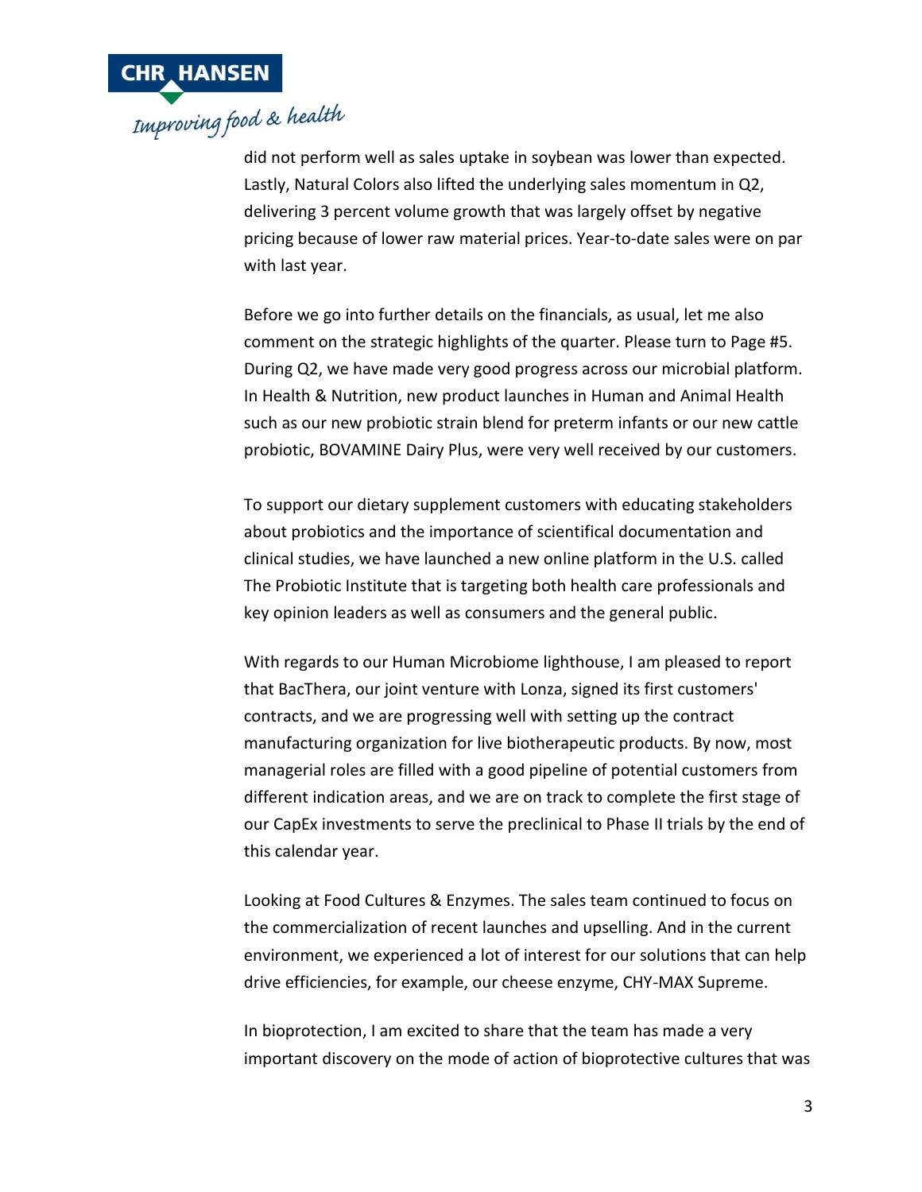did not perform well as sales uptake in soybean was lower than expected. Lastly, Natural Colors also lifted the underlying sales momentum in Q2, delivering 3 percent volume growth that was largely offset by negative pricing because of lower raw material prices. Year-to-date sales were on par with last year.

Before we go into further details on the financials, as usual, let me also comment on the strategic highlights of the quarter. Please turn to Page #5. During Q2, we have made very good progress across our microbial platform. In Health & Nutrition, new product launches in Human and Animal Health such as our new probiotic strain blend for preterm infants or our new cattle probiotic, BOVAMINE Dairy Plus, were very well received by our customers.

To support our dietary supplement customers with educating stakeholders about probiotics and the importance of scientifical documentation and clinical studies, we have launched a new online platform in the U.S. called The Probiotic Institute that is targeting both health care professionals and key opinion leaders as well as consumers and the general public.

With regards to our Human Microbiome lighthouse, I am pleased to report that BacThera, our joint venture with Lonza, signed its first customers' contracts, and we are progressing well with setting up the contract manufacturing organization for live biotherapeutic products. By now, most managerial roles are filled with a good pipeline of potential customers from different indication areas, and we are on track to complete the first stage of our CapEx investments to serve the preclinical to Phase II trials by the end of this calendar year.

Looking at Food Cultures & Enzymes. The sales team continued to focus on the commercialization of recent launches and upselling. And in the current environment, we experienced a lot of interest for our solutions that can help drive efficiencies, for example, our cheese enzyme, CHY-MAX Supreme.

In bioprotection, I am excited to share that the team has made a very important discovery on the mode of action of bioprotective cultures that was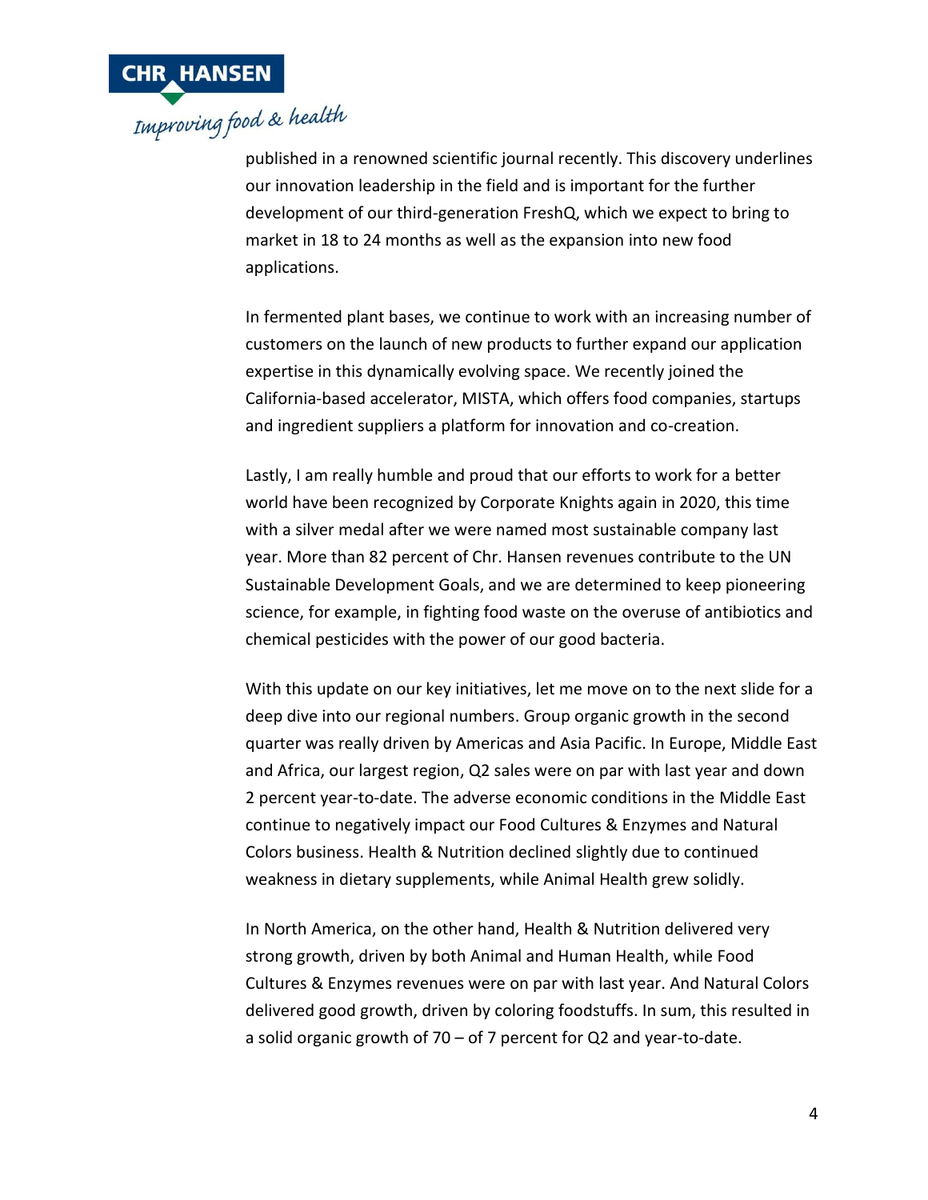published in a renowned scientific journal recently. This discovery underlines our innovation leadership in the field and is important for the further development of our third-generation FreshQ, which we expect to bring to market in 18 to 24 months as well as the expansion into new food applications.

In fermented plant bases, we continue to work with an increasing number of customers on the launch of new products to further expand our application expertise in this dynamically evolving space. We recently joined the California-based accelerator, MISTA, which offers food companies, startups and ingredient suppliers a platform for innovation and co-creation.

Lastly, I am really humble and proud that our efforts to work for a better world have been recognized by Corporate Knights again in 2020, this time with a silver medal after we were named most sustainable company last year. More than 82 percent of Chr. Hansen revenues contribute to the UN Sustainable Development Goals, and we are determined to keep pioneering science, for example, in fighting food waste on the overuse of antibiotics and chemical pesticides with the power of our good bacteria.

With this update on our key initiatives, let me move on to the next slide for a deep dive into our regional numbers. Group organic growth in the second quarter was really driven by Americas and Asia Pacific. In Europe, Middle East and Africa, our largest region, Q2 sales were on par with last year and down 2 percent year-to-date. The adverse economic conditions in the Middle East continue to negatively impact our Food Cultures & Enzymes and Natural Colors business. Health & Nutrition declined slightly due to continued weakness in dietary supplements, while Animal Health grew solidly.

In North America, on the other hand, Health & Nutrition delivered very strong growth, driven by both Animal and Human Health, while Food Cultures & Enzymes revenues were on par with last year. And Natural Colors delivered good growth, driven by coloring foodstuffs. In sum, this resulted in a solid organic growth of 70 – of 7 percent for Q2 and year-to-date.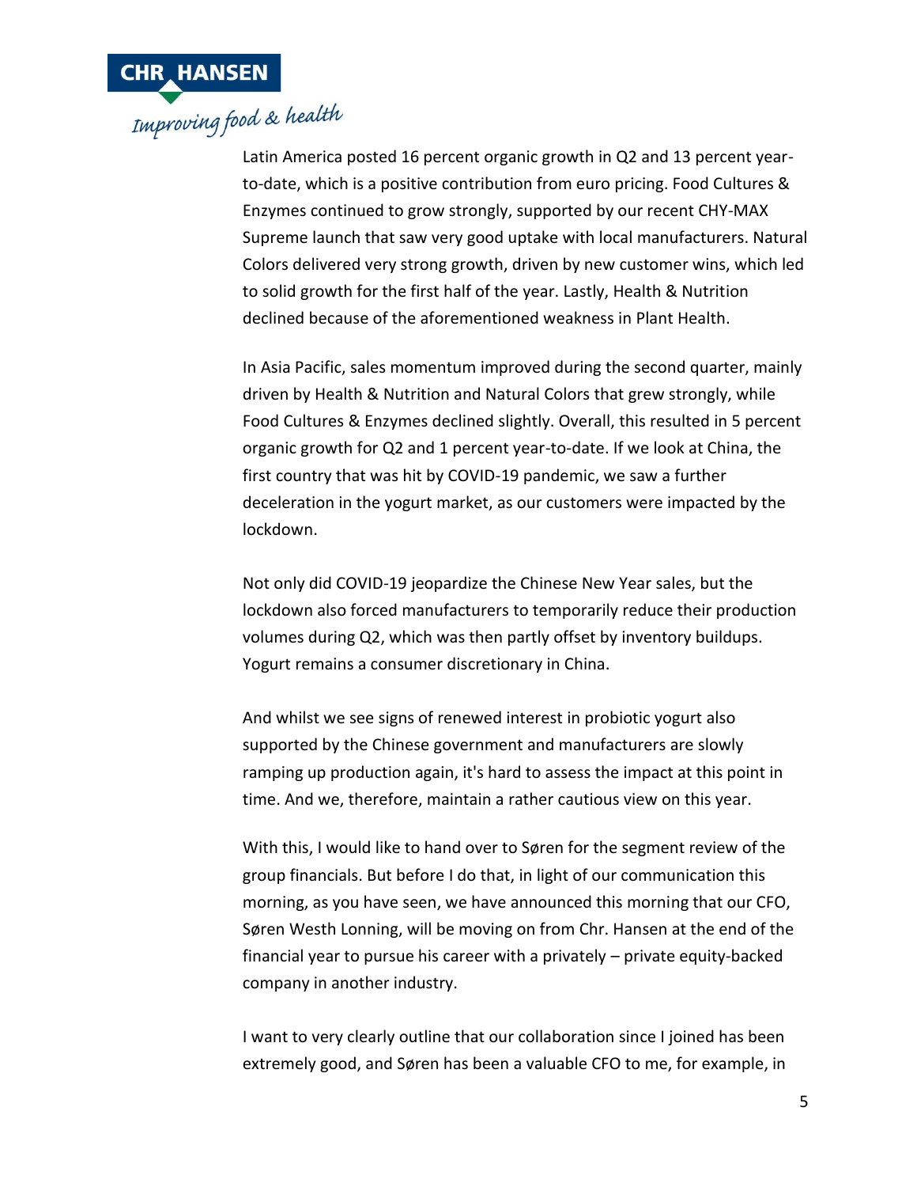Latin America posted 16 percent organic growth in Q2 and 13 percent year-to-date, which is a positive contribution from euro pricing. Food Cultures & Enzymes continued to grow strongly, supported by our recent CHY-MAX Supreme launch that saw very good uptake with local manufacturers. Natural Colors delivered very strong growth, driven by new customer wins, which led to solid growth for the first half of the year. Lastly, Health & Nutrition declined because of the aforementioned weakness in Plant Health.

In Asia Pacific, sales momentum improved during the second quarter, mainly driven by Health & Nutrition and Natural Colors that grew strongly, while Food Cultures & Enzymes declined slightly. Overall, this resulted in 5 percent organic growth for Q2 and 1 percent year-to-date. If we look at China, the first country that was hit by COVID-19 pandemic, we saw a further deceleration in the yogurt market, as our customers were impacted by the lockdown.

Not only did COVID-19 jeopardize the Chinese New Year sales, but the lockdown also forced manufacturers to temporarily reduce their production volumes during Q2, which was then partly offset by inventory buildups. Yogurt remains a consumer discretionary in China.

And whilst we see signs of renewed interest in probiotic yogurt also supported by the Chinese government and manufacturers are slowly ramping up production again, it's hard to assess the impact at this point in time. And we, therefore, maintain a rather cautious view on this year.

With this, I would like to hand over to Søren for the segment review of the group financials. But before I do that, in light of our communication this morning, as you have seen, we have announced this morning that our CFO, Søren Westh Lonning, will be moving on from Chr. Hansen at the end of the financial year to pursue his career with a privately – private equity-backed company in another industry.

I want to very clearly outline that our collaboration since I joined has been extremely good, and Søren has been a valuable CFO to me, for example, in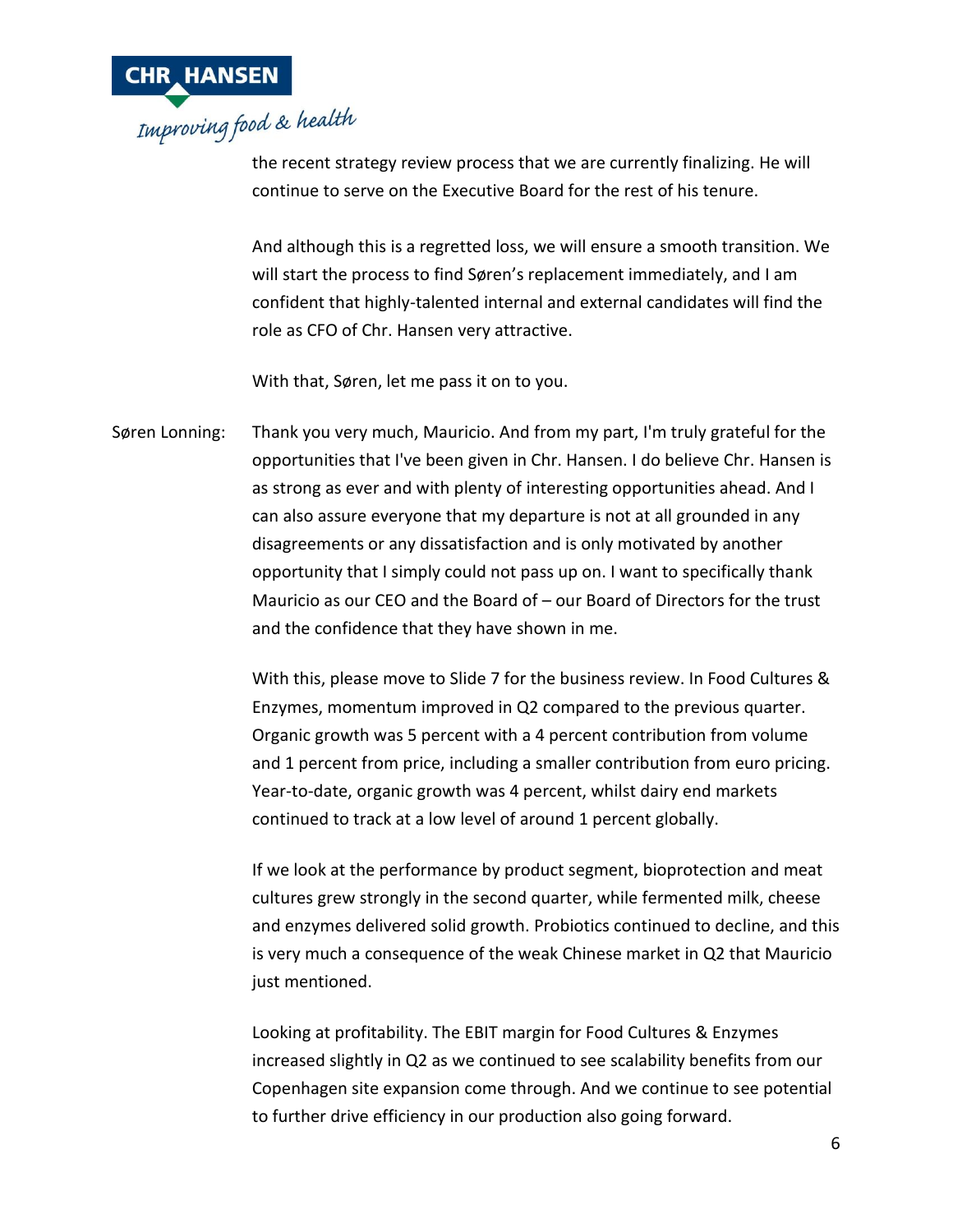the recent strategy review process that we are currently finalizing. He will continue to serve on the Executive Board for the rest of his tenure.

And although this is a regretted loss, we will ensure a smooth transition. We will start the process to find Søren's replacement immediately, and I am confident that highly-talented internal and external candidates will find the role as CFO of Chr. Hansen very attractive.

With that, Søren, let me pass it on to you.

Søren Lonning: Thank you very much, Mauricio. And from my part, I'm truly grateful for the opportunities that I've been given in Chr. Hansen. I do believe Chr. Hansen is as strong as ever and with plenty of interesting opportunities ahead. And I can also assure everyone that my departure is not at all grounded in any disagreements or any dissatisfaction and is only motivated by another opportunity that I simply could not pass up on. I want to specifically thank Mauricio as our CEO and the Board of – our Board of Directors for the trust and the confidence that they have shown in me.

With this, please move to Slide 7 for the business review. In Food Cultures & Enzymes, momentum improved in Q2 compared to the previous quarter. Organic growth was 5 percent with a 4 percent contribution from volume and 1 percent from price, including a smaller contribution from euro pricing. Year-to-date, organic growth was 4 percent, whilst dairy end markets continued to track at a low level of around 1 percent globally.

If we look at the performance by product segment, bioprotection and meat cultures grew strongly in the second quarter, while fermented milk, cheese and enzymes delivered solid growth. Probiotics continued to decline, and this is very much a consequence of the weak Chinese market in Q2 that Mauricio just mentioned.

Looking at profitability. The EBIT margin for Food Cultures & Enzymes increased slightly in Q2 as we continued to see scalability benefits from our Copenhagen site expansion come through. And we continue to see potential to further drive efficiency in our production also going forward.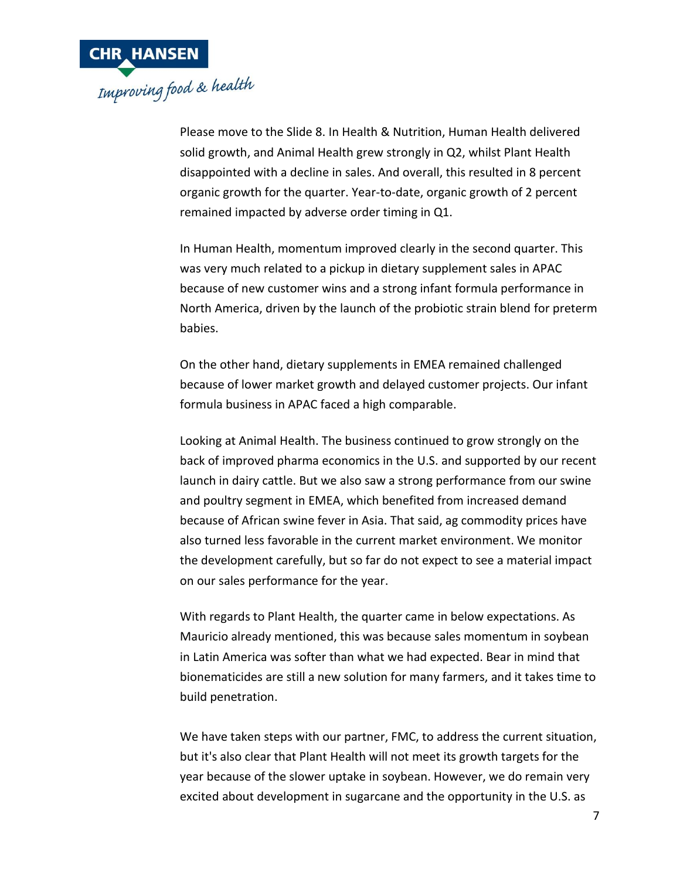Please move to the Slide 8. In Health & Nutrition, Human Health delivered solid growth, and Animal Health grew strongly in Q2, whilst Plant Health disappointed with a decline in sales. And overall, this resulted in 8 percent organic growth for the quarter. Year-to-date, organic growth of 2 percent remained impacted by adverse order timing in Q1.

In Human Health, momentum improved clearly in the second quarter. This was very much related to a pickup in dietary supplement sales in APAC because of new customer wins and a strong infant formula performance in North America, driven by the launch of the probiotic strain blend for preterm babies.

On the other hand, dietary supplements in EMEA remained challenged because of lower market growth and delayed customer projects. Our infant formula business in APAC faced a high comparable.

Looking at Animal Health. The business continued to grow strongly on the back of improved pharma economics in the U.S. and supported by our recent launch in dairy cattle. But we also saw a strong performance from our swine and poultry segment in EMEA, which benefited from increased demand because of African swine fever in Asia. That said, ag commodity prices have also turned less favorable in the current market environment. We monitor the development carefully, but so far do not expect to see a material impact on our sales performance for the year.

With regards to Plant Health, the quarter came in below expectations. As Mauricio already mentioned, this was because sales momentum in soybean in Latin America was softer than what we had expected. Bear in mind that bionematicides are still a new solution for many farmers, and it takes time to build penetration.

We have taken steps with our partner, FMC, to address the current situation, but it's also clear that Plant Health will not meet its growth targets for the year because of the slower uptake in soybean. However, we do remain very excited about development in sugarcane and the opportunity in the U.S. as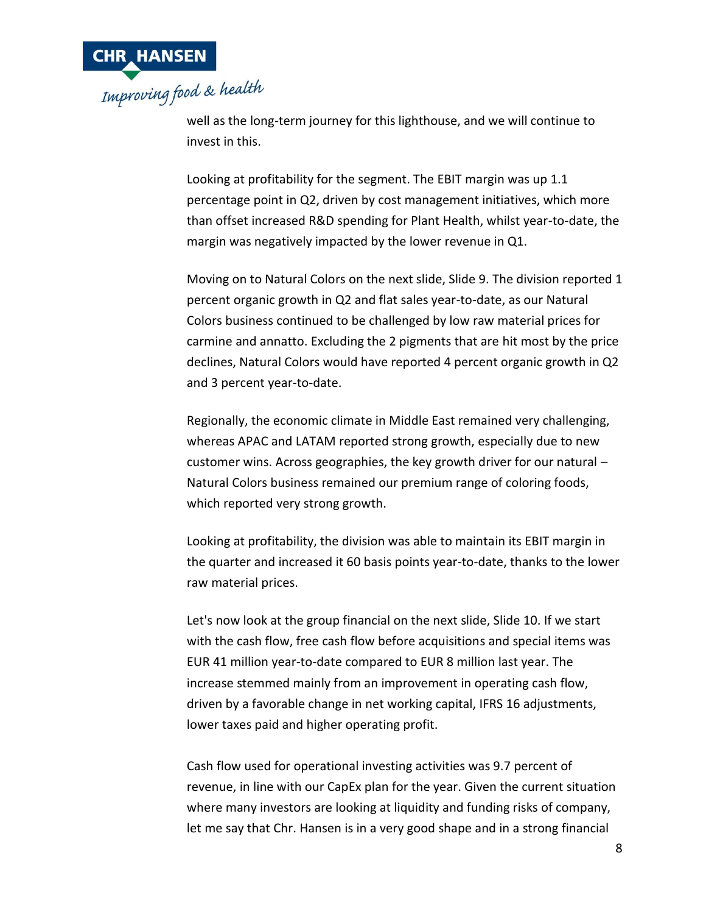well as the long-term journey for this lighthouse, and we will continue to invest in this.

Looking at profitability for the segment. The EBIT margin was up 1.1 percentage point in Q2, driven by cost management initiatives, which more than offset increased R&D spending for Plant Health, whilst year-to-date, the margin was negatively impacted by the lower revenue in Q1.

Moving on to Natural Colors on the next slide, Slide 9. The division reported 1 percent organic growth in Q2 and flat sales year-to-date, as our Natural Colors business continued to be challenged by low raw material prices for carmine and annatto. Excluding the 2 pigments that are hit most by the price declines, Natural Colors would have reported 4 percent organic growth in Q2 and 3 percent year-to-date.

Regionally, the economic climate in Middle East remained very challenging, whereas APAC and LATAM reported strong growth, especially due to new customer wins. Across geographies, the key growth driver for our natural – Natural Colors business remained our premium range of coloring foods, which reported very strong growth.

Looking at profitability, the division was able to maintain its EBIT margin in the quarter and increased it 60 basis points year-to-date, thanks to the lower raw material prices.

Let's now look at the group financial on the next slide, Slide 10. If we start with the cash flow, free cash flow before acquisitions and special items was EUR 41 million year-to-date compared to EUR 8 million last year. The increase stemmed mainly from an improvement in operating cash flow, driven by a favorable change in net working capital, IFRS 16 adjustments, lower taxes paid and higher operating profit.

Cash flow used for operational investing activities was 9.7 percent of revenue, in line with our CapEx plan for the year. Given the current situation where many investors are looking at liquidity and funding risks of company, let me say that Chr. Hansen is in a very good shape and in a strong financial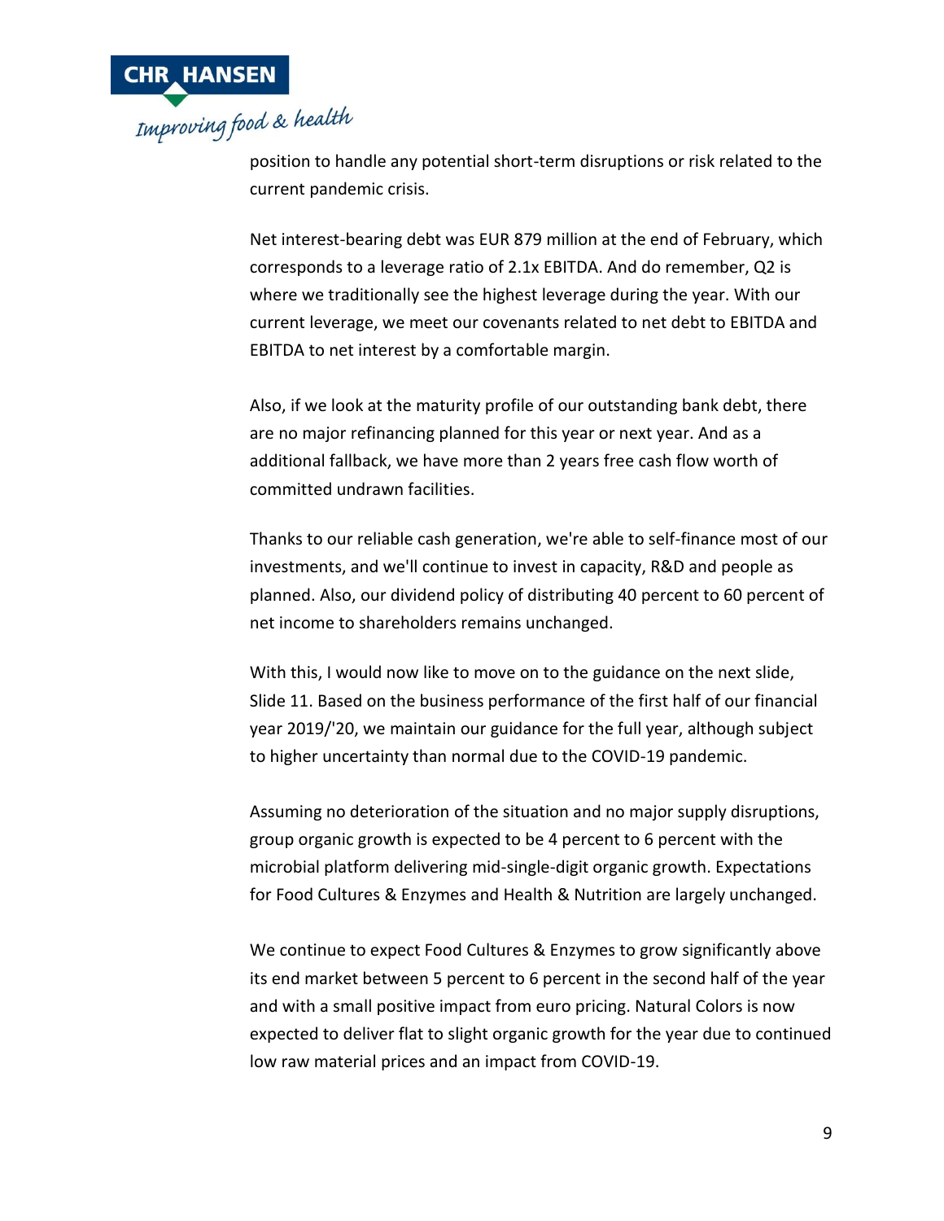position to handle any potential short-term disruptions or risk related to the current pandemic crisis.

Net interest-bearing debt was EUR 879 million at the end of February, which corresponds to a leverage ratio of 2.1x EBITDA. And do remember, Q2 is where we traditionally see the highest leverage during the year. With our current leverage, we meet our covenants related to net debt to EBITDA and EBITDA to net interest by a comfortable margin.

Also, if we look at the maturity profile of our outstanding bank debt, there are no major refinancing planned for this year or next year. And as a additional fallback, we have more than 2 years free cash flow worth of committed undrawn facilities.

Thanks to our reliable cash generation, we're able to self-finance most of our investments, and we'll continue to invest in capacity, R&D and people as planned. Also, our dividend policy of distributing 40 percent to 60 percent of net income to shareholders remains unchanged.

With this, I would now like to move on to the guidance on the next slide, Slide 11. Based on the business performance of the first half of our financial year 2019/'20, we maintain our guidance for the full year, although subject to higher uncertainty than normal due to the COVID-19 pandemic.

Assuming no deterioration of the situation and no major supply disruptions, group organic growth is expected to be 4 percent to 6 percent with the microbial platform delivering mid-single-digit organic growth. Expectations for Food Cultures & Enzymes and Health & Nutrition are largely unchanged.

We continue to expect Food Cultures & Enzymes to grow significantly above its end market between 5 percent to 6 percent in the second half of the year and with a small positive impact from euro pricing. Natural Colors is now expected to deliver flat to slight organic growth for the year due to continued low raw material prices and an impact from COVID-19.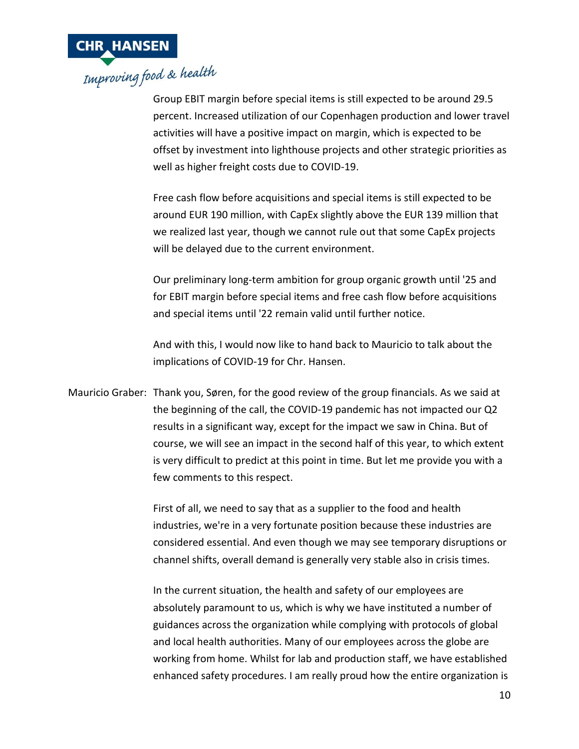Group EBIT margin before special items is still expected to be around 29.5 percent. Increased utilization of our Copenhagen production and lower travel activities will have a positive impact on margin, which is expected to be offset by investment into lighthouse projects and other strategic priorities as well as higher freight costs due to COVID-19.

Free cash flow before acquisitions and special items is still expected to be around EUR 190 million, with CapEx slightly above the EUR 139 million that we realized last year, though we cannot rule out that some CapEx projects will be delayed due to the current environment.

Our preliminary long-term ambition for group organic growth until '25 and for EBIT margin before special items and free cash flow before acquisitions and special items until '22 remain valid until further notice.

And with this, I would now like to hand back to Mauricio to talk about the implications of COVID-19 for Chr. Hansen.

Mauricio Graber: Thank you, Søren, for the good review of the group financials. As we said at the beginning of the call, the COVID-19 pandemic has not impacted our Q2 results in a significant way, except for the impact we saw in China. But of course, we will see an impact in the second half of this year, to which extent is very difficult to predict at this point in time. But let me provide you with a few comments to this respect.

First of all, we need to say that as a supplier to the food and health industries, we're in a very fortunate position because these industries are considered essential. And even though we may see temporary disruptions or channel shifts, overall demand is generally very stable also in crisis times.

In the current situation, the health and safety of our employees are absolutely paramount to us, which is why we have instituted a number of guidances across the organization while complying with protocols of global and local health authorities. Many of our employees across the globe are working from home. Whilst for lab and production staff, we have established enhanced safety procedures. I am really proud how the entire organization is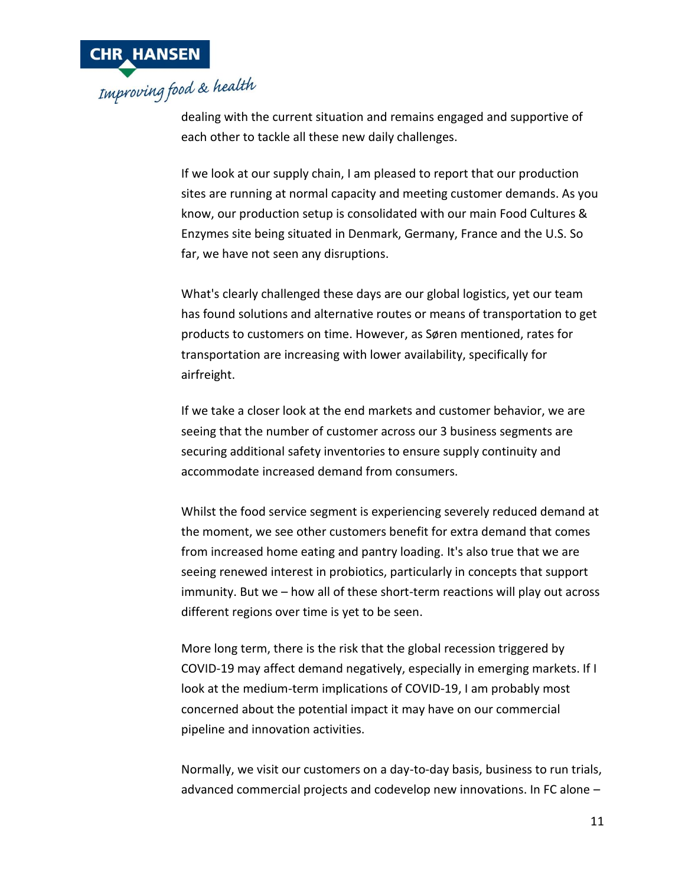dealing with the current situation and remains engaged and supportive of each other to tackle all these new daily challenges.

If we look at our supply chain, I am pleased to report that our production sites are running at normal capacity and meeting customer demands. As you know, our production setup is consolidated with our main Food Cultures & Enzymes site being situated in Denmark, Germany, France and the U.S. So far, we have not seen any disruptions.

What's clearly challenged these days are our global logistics, yet our team has found solutions and alternative routes or means of transportation to get products to customers on time. However, as Søren mentioned, rates for transportation are increasing with lower availability, specifically for airfreight.

If we take a closer look at the end markets and customer behavior, we are seeing that the number of customer across our 3 business segments are securing additional safety inventories to ensure supply continuity and accommodate increased demand from consumers.

Whilst the food service segment is experiencing severely reduced demand at the moment, we see other customers benefit for extra demand that comes from increased home eating and pantry loading. It's also true that we are seeing renewed interest in probiotics, particularly in concepts that support immunity. But we – how all of these short-term reactions will play out across different regions over time is yet to be seen.

More long term, there is the risk that the global recession triggered by COVID-19 may affect demand negatively, especially in emerging markets. If I look at the medium-term implications of COVID-19, I am probably most concerned about the potential impact it may have on our commercial pipeline and innovation activities.

Normally, we visit our customers on a day-to-day basis, business to run trials, advanced commercial projects and codevelop new innovations. In FC alone –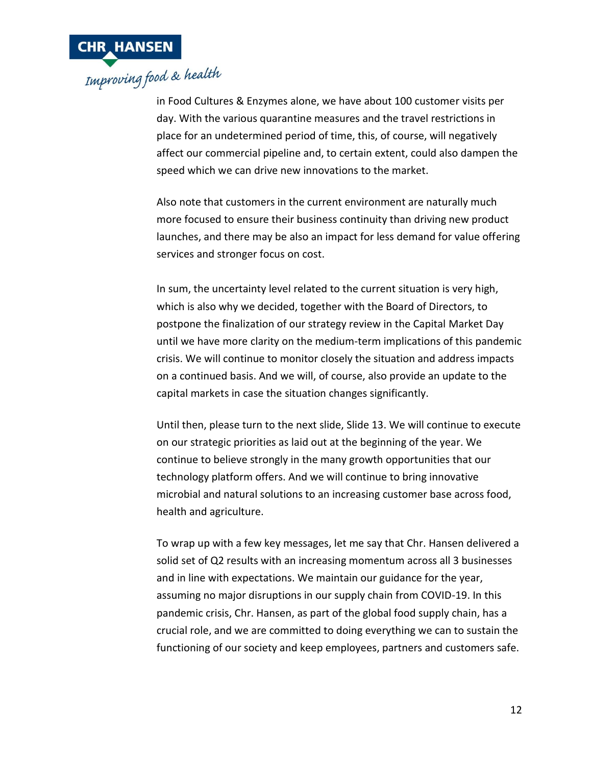in Food Cultures & Enzymes alone, we have about 100 customer visits per day. With the various quarantine measures and the travel restrictions in place for an undetermined period of time, this, of course, will negatively affect our commercial pipeline and, to certain extent, could also dampen the speed which we can drive new innovations to the market.

Also note that customers in the current environment are naturally much more focused to ensure their business continuity than driving new product launches, and there may be also an impact for less demand for value offering services and stronger focus on cost.

In sum, the uncertainty level related to the current situation is very high, which is also why we decided, together with the Board of Directors, to postpone the finalization of our strategy review in the Capital Market Day until we have more clarity on the medium-term implications of this pandemic crisis. We will continue to monitor closely the situation and address impacts on a continued basis. And we will, of course, also provide an update to the capital markets in case the situation changes significantly.

Until then, please turn to the next slide, Slide 13. We will continue to execute on our strategic priorities as laid out at the beginning of the year. We continue to believe strongly in the many growth opportunities that our technology platform offers. And we will continue to bring innovative microbial and natural solutions to an increasing customer base across food, health and agriculture.

To wrap up with a few key messages, let me say that Chr. Hansen delivered a solid set of Q2 results with an increasing momentum across all 3 businesses and in line with expectations. We maintain our guidance for the year, assuming no major disruptions in our supply chain from COVID-19. In this pandemic crisis, Chr. Hansen, as part of the global food supply chain, has a crucial role, and we are committed to doing everything we can to sustain the functioning of our society and keep employees, partners and customers safe.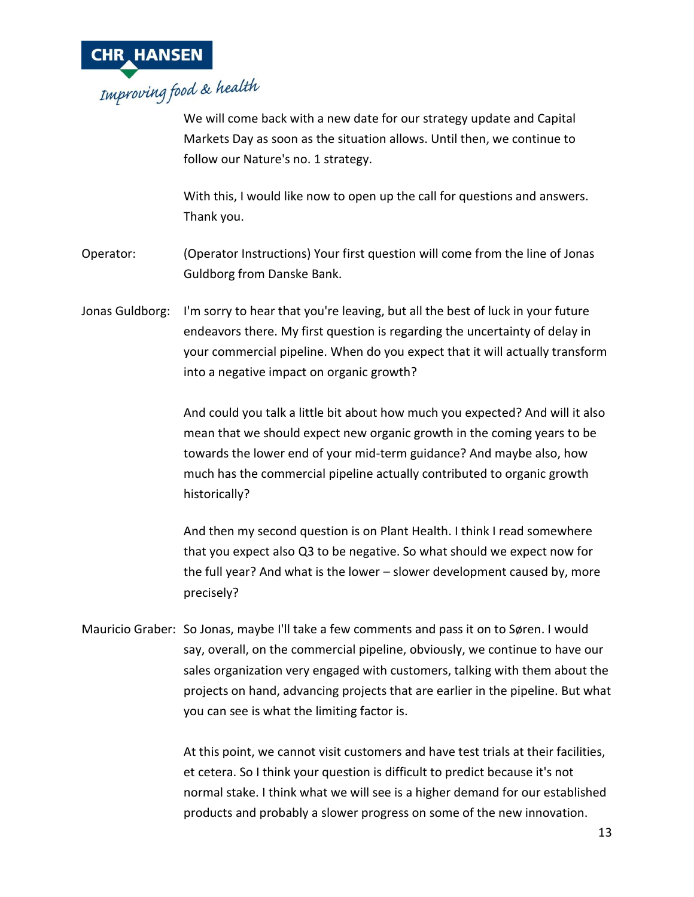We will come back with a new date for our strategy update and Capital Markets Day as soon as the situation allows. Until then, we continue to follow our Nature's no. 1 strategy.

With this, I would like now to open up the call for questions and answers. Thank you.

Operator: (Operator Instructions) Your first question will come from the line of Jonas Guldborg from Danske Bank.

Jonas Guldborg: I'm sorry to hear that you're leaving, but all the best of luck in your future endeavors there. My first question is regarding the uncertainty of delay in your commercial pipeline. When do you expect that it will actually transform into a negative impact on organic growth?

And could you talk a little bit about how much you expected? And will it also mean that we should expect new organic growth in the coming years to be towards the lower end of your mid-term guidance? And maybe also, how much has the commercial pipeline actually contributed to organic growth historically?

And then my second question is on Plant Health. I think I read somewhere that you expect also Q3 to be negative. So what should we expect now for the full year? And what is the lower – slower development caused by, more precisely?

Mauricio Graber: So Jonas, maybe I'll take a few comments and pass it on to Søren. I would say, overall, on the commercial pipeline, obviously, we continue to have our sales organization very engaged with customers, talking with them about the projects on hand, advancing projects that are earlier in the pipeline. But what you can see is what the limiting factor is.

At this point, we cannot visit customers and have test trials at their facilities, et cetera. So I think your question is difficult to predict because it's not normal stake. I think what we will see is a higher demand for our established products and probably a slower progress on some of the new innovation.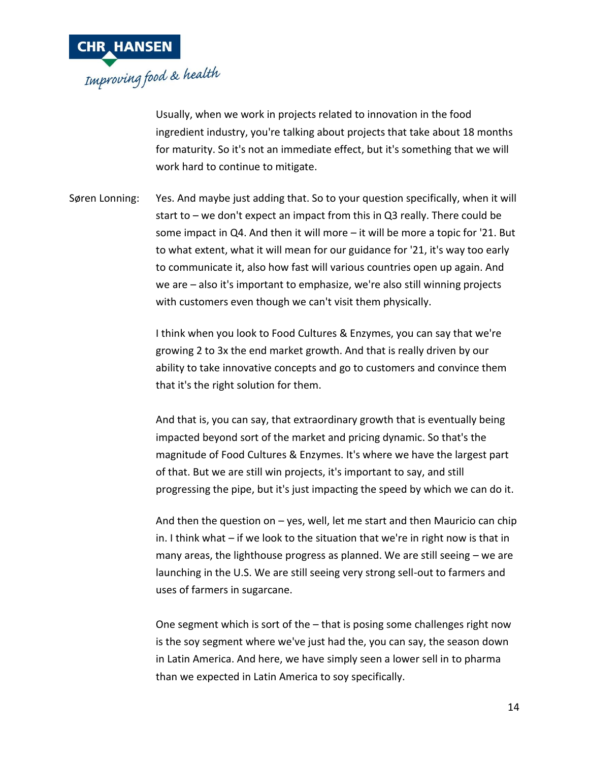Usually, when we work in projects related to innovation in the food ingredient industry, you're talking about projects that take about 18 months for maturity. So it's not an immediate effect, but it's something that we will work hard to continue to mitigate.

Søren Lonning: Yes. And maybe just adding that. So to your question specifically, when it will start to – we don't expect an impact from this in Q3 really. There could be some impact in Q4. And then it will more – it will be more a topic for '21. But to what extent, what it will mean for our guidance for '21, it's way too early to communicate it, also how fast will various countries open up again. And we are – also it's important to emphasize, we're also still winning projects with customers even though we can't visit them physically.

I think when you look to Food Cultures & Enzymes, you can say that we're growing 2 to 3x the end market growth. And that is really driven by our ability to take innovative concepts and go to customers and convince them that it's the right solution for them.

And that is, you can say, that extraordinary growth that is eventually being impacted beyond sort of the market and pricing dynamic. So that's the magnitude of Food Cultures & Enzymes. It's where we have the largest part of that. But we are still win projects, it's important to say, and still progressing the pipe, but it's just impacting the speed by which we can do it.

And then the question on – yes, well, let me start and then Mauricio can chip in. I think what – if we look to the situation that we're in right now is that in many areas, the lighthouse progress as planned. We are still seeing – we are launching in the U.S. We are still seeing very strong sell-out to farmers and uses of farmers in sugarcane.

One segment which is sort of the – that is posing some challenges right now is the soy segment where we've just had the, you can say, the season down in Latin America. And here, we have simply seen a lower sell in to pharma than we expected in Latin America to soy specifically.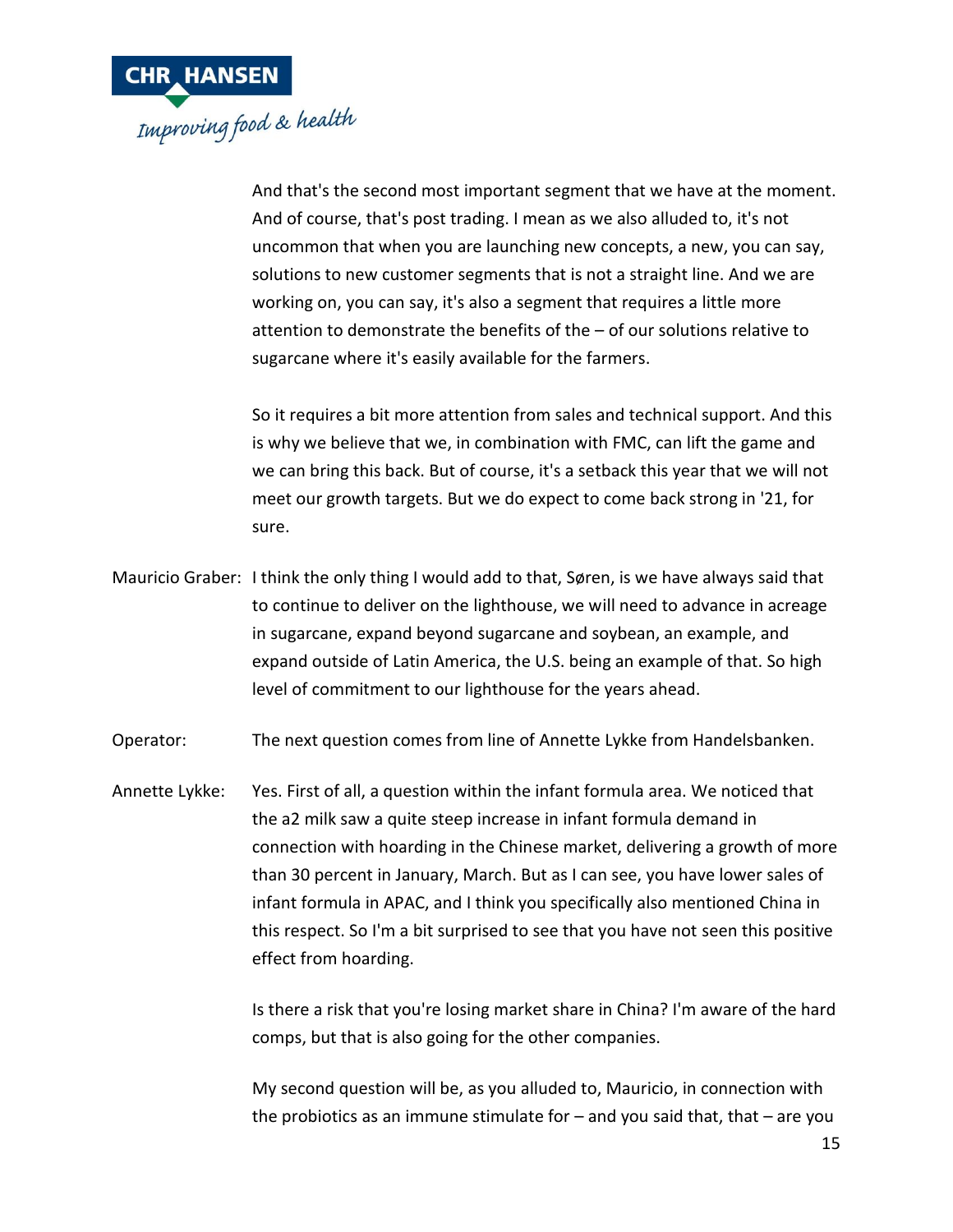And that's the second most important segment that we have at the moment. And of course, that's post trading. I mean as we also alluded to, it's not uncommon that when you are launching new concepts, a new, you can say, solutions to new customer segments that is not a straight line. And we are working on, you can say, it's also a segment that requires a little more attention to demonstrate the benefits of the – of our solutions relative to sugarcane where it's easily available for the farmers.

So it requires a bit more attention from sales and technical support. And this is why we believe that we, in combination with FMC, can lift the game and we can bring this back. But of course, it's a setback this year that we will not meet our growth targets. But we do expect to come back strong in '21, for sure.

Mauricio Graber: I think the only thing I would add to that, Søren, is we have always said that to continue to deliver on the lighthouse, we will need to advance in acreage in sugarcane, expand beyond sugarcane and soybean, an example, and expand outside of Latin America, the U.S. being an example of that. So high level of commitment to our lighthouse for the years ahead.

Operator: The next question comes from line of Annette Lykke from Handelsbanken.

Annette Lykke: Yes. First of all, a question within the infant formula area. We noticed that the a2 milk saw a quite steep increase in infant formula demand in connection with hoarding in the Chinese market, delivering a growth of more than 30 percent in January, March. But as I can see, you have lower sales of infant formula in APAC, and I think you specifically also mentioned China in this respect. So I'm a bit surprised to see that you have not seen this positive effect from hoarding.

Is there a risk that you're losing market share in China? I'm aware of the hard comps, but that is also going for the other companies.

My second question will be, as you alluded to, Mauricio, in connection with the probiotics as an immune stimulate for – and you said that, that – are you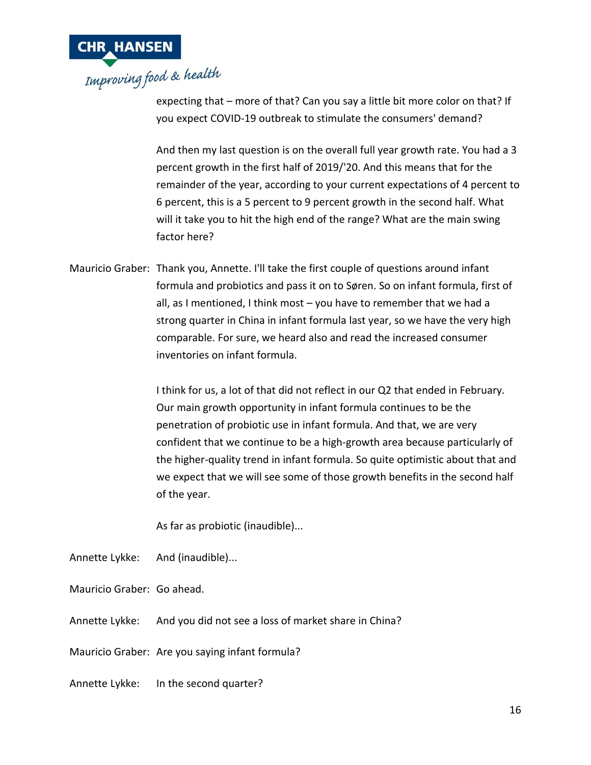expecting that – more of that? Can you say a little bit more color on that? If you expect COVID-19 outbreak to stimulate the consumers' demand?

And then my last question is on the overall full year growth rate. You had a 3 percent growth in the first half of 2019/'20. And this means that for the remainder of the year, according to your current expectations of 4 percent to 6 percent, this is a 5 percent to 9 percent growth in the second half. What will it take you to hit the high end of the range? What are the main swing factor here?

Mauricio Graber: Thank you, Annette. I'll take the first couple of questions around infant formula and probiotics and pass it on to Søren. So on infant formula, first of all, as I mentioned, I think most – you have to remember that we had a strong quarter in China in infant formula last year, so we have the very high comparable. For sure, we heard also and read the increased consumer inventories on infant formula.

I think for us, a lot of that did not reflect in our Q2 that ended in February. Our main growth opportunity in infant formula continues to be the penetration of probiotic use in infant formula. And that, we are very confident that we continue to be a high-growth area because particularly of the higher-quality trend in infant formula. So quite optimistic about that and we expect that we will see some of those growth benefits in the second half of the year.

As far as probiotic (inaudible)...

Annette Lykke: And (inaudible)...

Mauricio Graber: Go ahead.

Annette Lykke: And you did not see a loss of market share in China?

Mauricio Graber: Are you saying infant formula?

Annette Lykke: In the second quarter?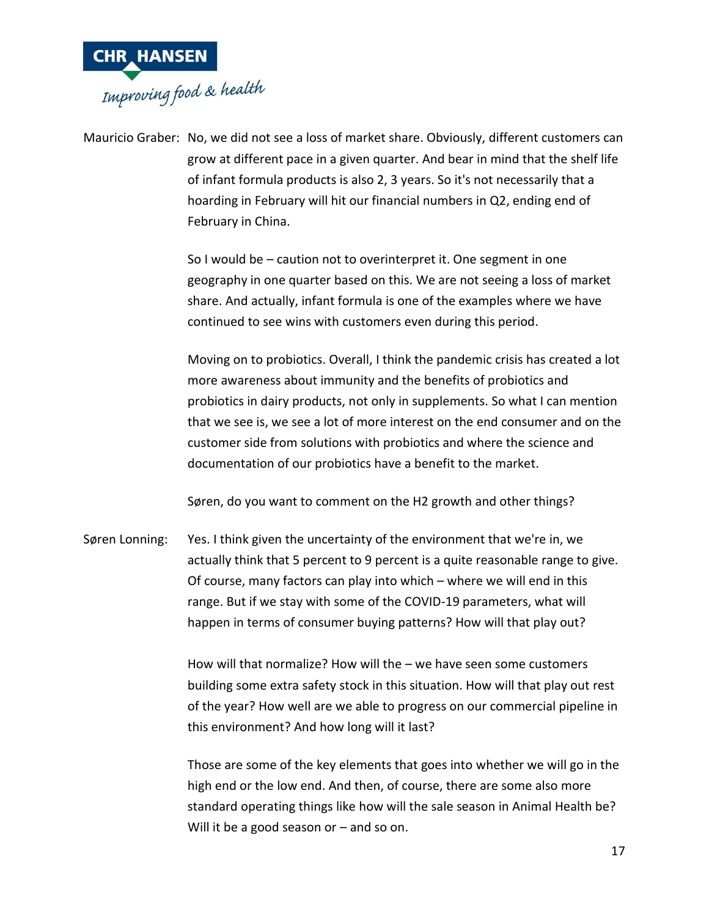Mauricio Graber: No, we did not see a loss of market share. Obviously, different customers can grow at different pace in a given quarter. And bear in mind that the shelf life of infant formula products is also 2, 3 years. So it's not necessarily that a hoarding in February will hit our financial numbers in Q2, ending end of February in China.

So I would be – caution not to overinterpret it. One segment in one geography in one quarter based on this. We are not seeing a loss of market share. And actually, infant formula is one of the examples where we have continued to see wins with customers even during this period.

Moving on to probiotics. Overall, I think the pandemic crisis has created a lot more awareness about immunity and the benefits of probiotics and probiotics in dairy products, not only in supplements. So what I can mention that we see is, we see a lot of more interest on the end consumer and on the customer side from solutions with probiotics and where the science and documentation of our probiotics have a benefit to the market.

Søren, do you want to comment on the H2 growth and other things?

Søren Lonning: Yes. I think given the uncertainty of the environment that we're in, we actually think that 5 percent to 9 percent is a quite reasonable range to give. Of course, many factors can play into which – where we will end in this range. But if we stay with some of the COVID-19 parameters, what will happen in terms of consumer buying patterns? How will that play out?

How will that normalize? How will the – we have seen some customers building some extra safety stock in this situation. How will that play out rest of the year? How well are we able to progress on our commercial pipeline in this environment? And how long will it last?

Those are some of the key elements that goes into whether we will go in the high end or the low end. And then, of course, there are some also more standard operating things like how will the sale season in Animal Health be? Will it be a good season or – and so on.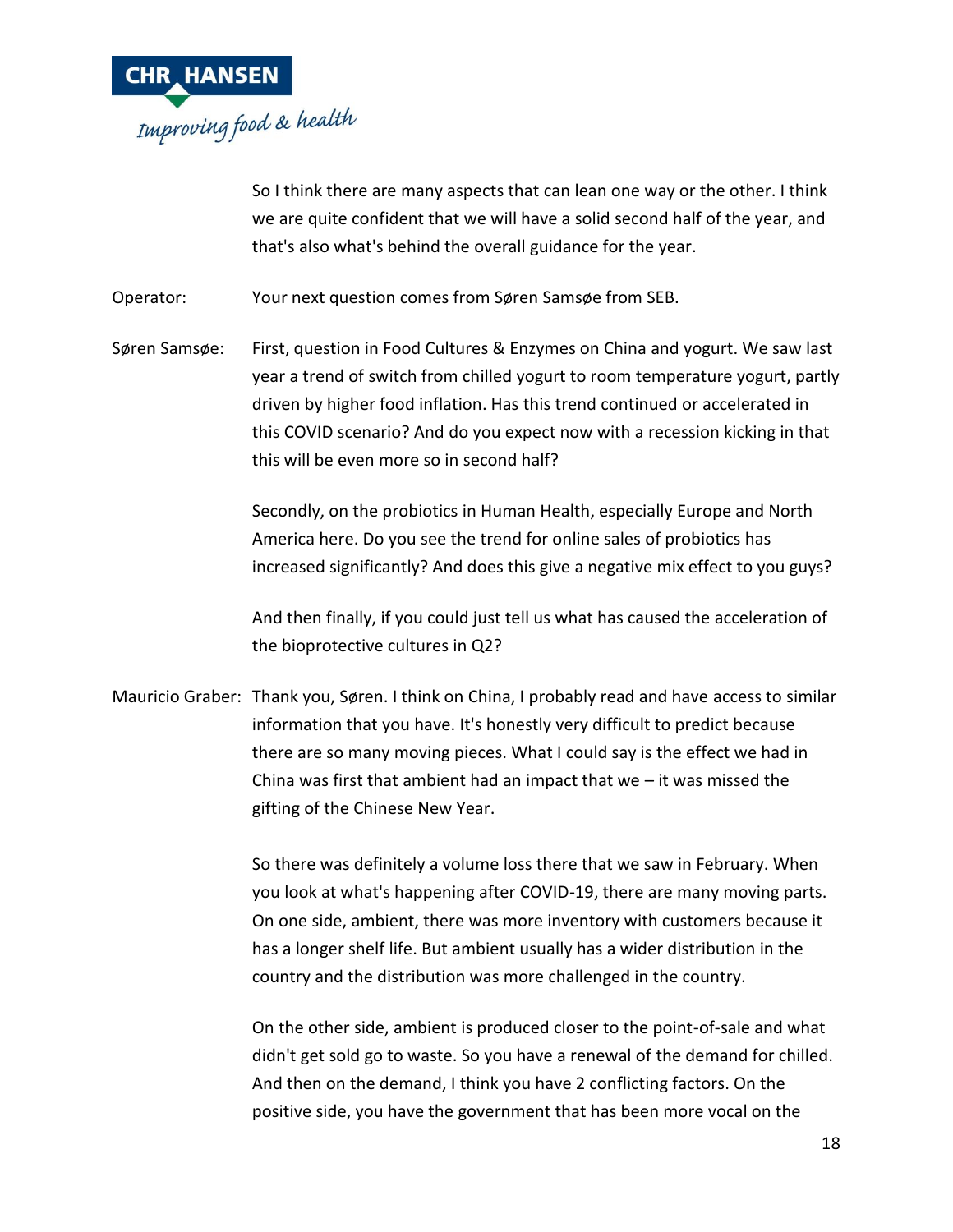So I think there are many aspects that can lean one way or the other. I think we are quite confident that we will have a solid second half of the year, and that's also what's behind the overall guidance for the year.

Operator: Your next question comes from Søren Samsøe from SEB.

Søren Samsøe: First, question in Food Cultures & Enzymes on China and yogurt. We saw last year a trend of switch from chilled yogurt to room temperature yogurt, partly driven by higher food inflation. Has this trend continued or accelerated in this COVID scenario? And do you expect now with a recession kicking in that this will be even more so in second half?

Secondly, on the probiotics in Human Health, especially Europe and North America here. Do you see the trend for online sales of probiotics has increased significantly? And does this give a negative mix effect to you guys?

And then finally, if you could just tell us what has caused the acceleration of the bioprotective cultures in Q2?

Mauricio Graber: Thank you, Søren. I think on China, I probably read and have access to similar information that you have. It's honestly very difficult to predict because there are so many moving pieces. What I could say is the effect we had in China was first that ambient had an impact that we – it was missed the gifting of the Chinese New Year.

So there was definitely a volume loss there that we saw in February. When you look at what's happening after COVID-19, there are many moving parts. On one side, ambient, there was more inventory with customers because it has a longer shelf life. But ambient usually has a wider distribution in the country and the distribution was more challenged in the country.

On the other side, ambient is produced closer to the point-of-sale and what didn't get sold go to waste. So you have a renewal of the demand for chilled. And then on the demand, I think you have 2 conflicting factors. On the positive side, you have the government that has been more vocal on the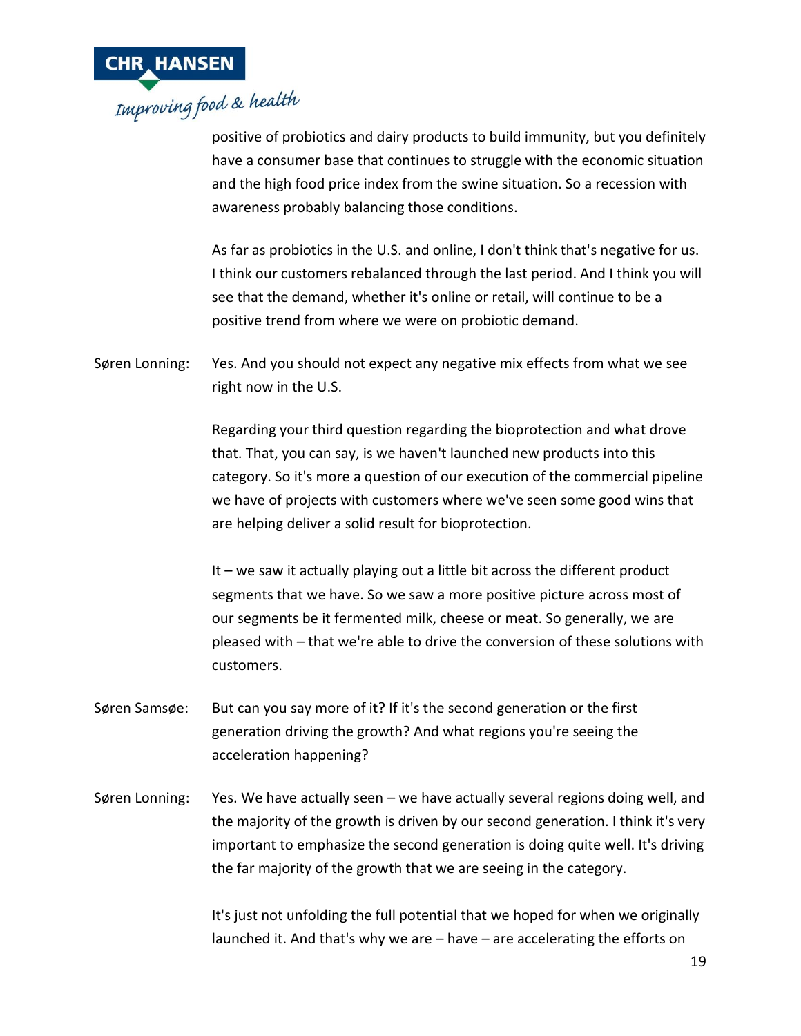positive of probiotics and dairy products to build immunity, but you definitely have a consumer base that continues to struggle with the economic situation and the high food price index from the swine situation. So a recession with awareness probably balancing those conditions.

As far as probiotics in the U.S. and online, I don't think that's negative for us. I think our customers rebalanced through the last period. And I think you will see that the demand, whether it's online or retail, will continue to be a positive trend from where we were on probiotic demand.

Søren Lonning: Yes. And you should not expect any negative mix effects from what we see right now in the U.S.

Regarding your third question regarding the bioprotection and what drove that. That, you can say, is we haven't launched new products into this category. So it's more a question of our execution of the commercial pipeline we have of projects with customers where we've seen some good wins that are helping deliver a solid result for bioprotection.

It – we saw it actually playing out a little bit across the different product segments that we have. So we saw a more positive picture across most of our segments be it fermented milk, cheese or meat. So generally, we are pleased with – that we're able to drive the conversion of these solutions with customers.

Søren Samsøe: But can you say more of it? If it's the second generation or the first generation driving the growth? And what regions you're seeing the acceleration happening?

Søren Lonning: Yes. We have actually seen – we have actually several regions doing well, and the majority of the growth is driven by our second generation. I think it's very important to emphasize the second generation is doing quite well. It's driving the far majority of the growth that we are seeing in the category.

It's just not unfolding the full potential that we hoped for when we originally launched it. And that's why we are – have – are accelerating the efforts on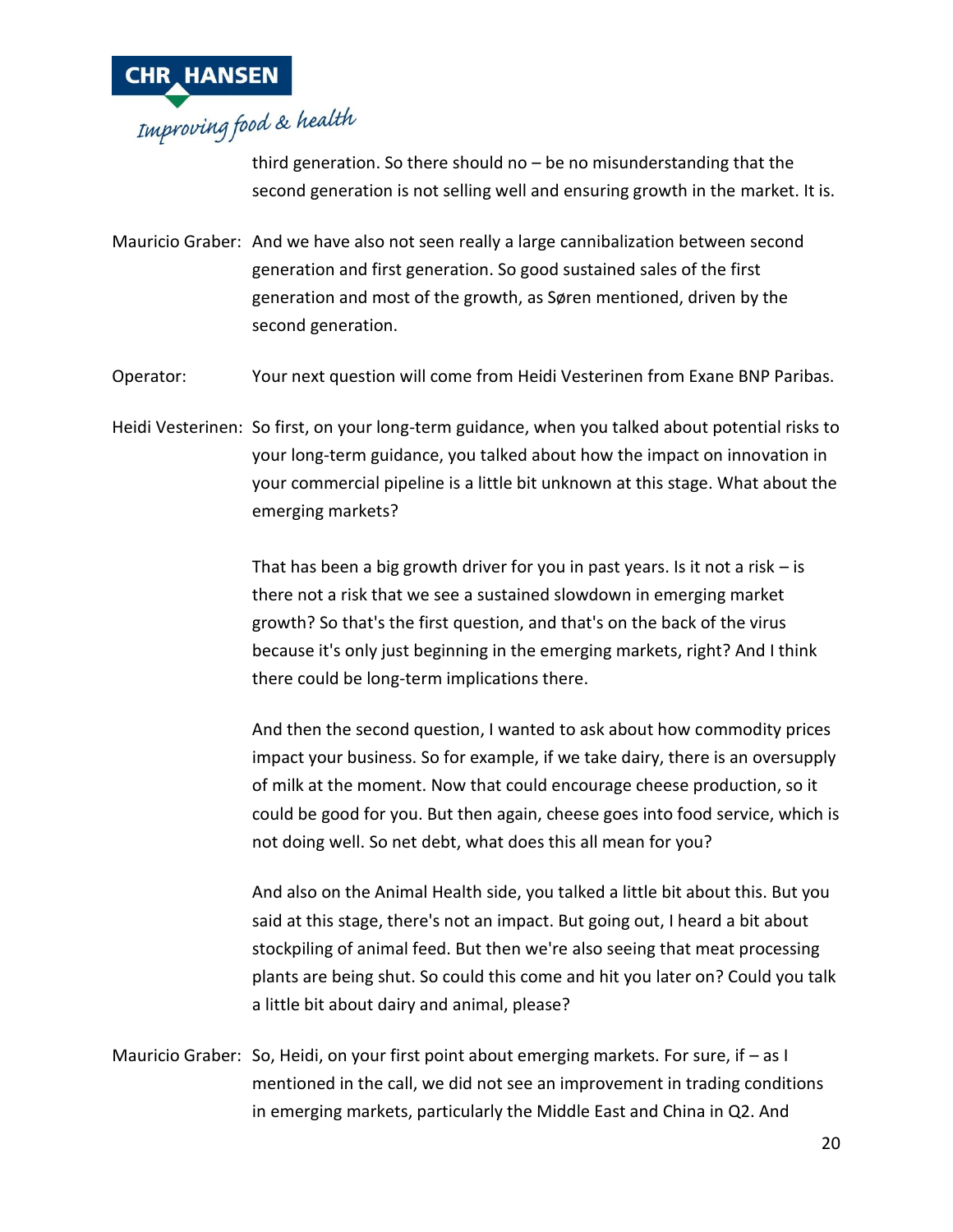third generation. So there should no – be no misunderstanding that the second generation is not selling well and ensuring growth in the market. It is.

Mauricio Graber: And we have also not seen really a large cannibalization between second generation and first generation. So good sustained sales of the first generation and most of the growth, as Søren mentioned, driven by the second generation.

Operator: Your next question will come from Heidi Vesterinen from Exane BNP Paribas.

Heidi Vesterinen: So first, on your long-term guidance, when you talked about potential risks to your long-term guidance, you talked about how the impact on innovation in your commercial pipeline is a little bit unknown at this stage. What about the emerging markets?

That has been a big growth driver for you in past years. Is it not a risk – is there not a risk that we see a sustained slowdown in emerging market growth? So that's the first question, and that's on the back of the virus because it's only just beginning in the emerging markets, right? And I think there could be long-term implications there.

And then the second question, I wanted to ask about how commodity prices impact your business. So for example, if we take dairy, there is an oversupply of milk at the moment. Now that could encourage cheese production, so it could be good for you. But then again, cheese goes into food service, which is not doing well. So net debt, what does this all mean for you?

And also on the Animal Health side, you talked a little bit about this. But you said at this stage, there's not an impact. But going out, I heard a bit about stockpiling of animal feed. But then we're also seeing that meat processing plants are being shut. So could this come and hit you later on? Could you talk a little bit about dairy and animal, please?

Mauricio Graber: So, Heidi, on your first point about emerging markets. For sure, if – as I mentioned in the call, we did not see an improvement in trading conditions in emerging markets, particularly the Middle East and China in Q2. And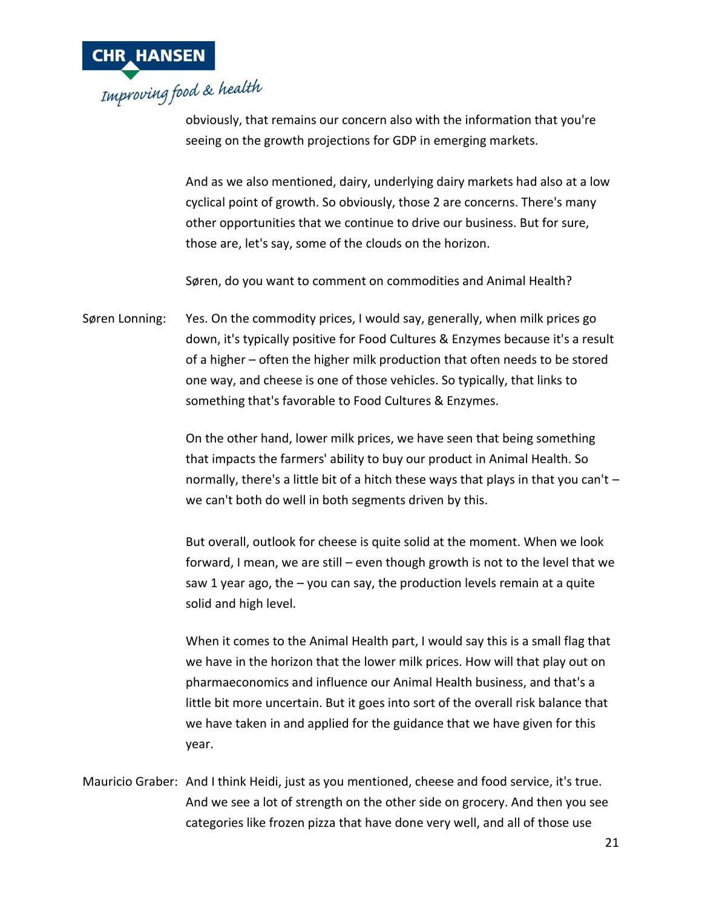obviously, that remains our concern also with the information that you're seeing on the growth projections for GDP in emerging markets.

And as we also mentioned, dairy, underlying dairy markets had also at a low cyclical point of growth. So obviously, those 2 are concerns. There's many other opportunities that we continue to drive our business. But for sure, those are, let's say, some of the clouds on the horizon.

Søren, do you want to comment on commodities and Animal Health?

Søren Lonning: Yes. On the commodity prices, I would say, generally, when milk prices go down, it's typically positive for Food Cultures & Enzymes because it's a result of a higher – often the higher milk production that often needs to be stored one way, and cheese is one of those vehicles. So typically, that links to something that's favorable to Food Cultures & Enzymes.

On the other hand, lower milk prices, we have seen that being something that impacts the farmers' ability to buy our product in Animal Health. So normally, there's a little bit of a hitch these ways that plays in that you can't – we can't both do well in both segments driven by this.

But overall, outlook for cheese is quite solid at the moment. When we look forward, I mean, we are still – even though growth is not to the level that we saw 1 year ago, the – you can say, the production levels remain at a quite solid and high level.

When it comes to the Animal Health part, I would say this is a small flag that we have in the horizon that the lower milk prices. How will that play out on pharmaeconomics and influence our Animal Health business, and that's a little bit more uncertain. But it goes into sort of the overall risk balance that we have taken in and applied for the guidance that we have given for this year.

Mauricio Graber: And I think Heidi, just as you mentioned, cheese and food service, it's true. And we see a lot of strength on the other side on grocery. And then you see categories like frozen pizza that have done very well, and all of those use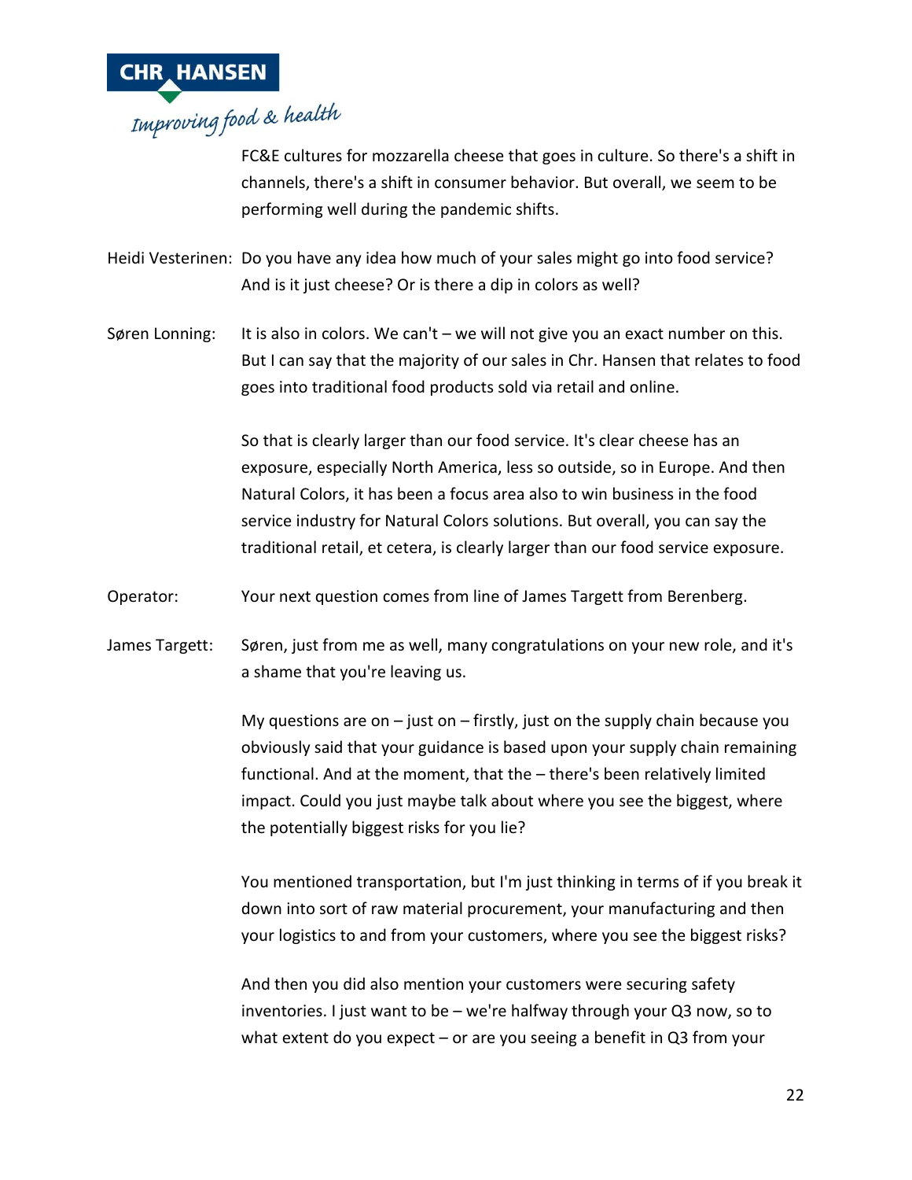FC&E cultures for mozzarella cheese that goes in culture. So there's a shift in channels, there's a shift in consumer behavior. But overall, we seem to be performing well during the pandemic shifts.

Heidi Vesterinen: Do you have any idea how much of your sales might go into food service? And is it just cheese? Or is there a dip in colors as well?

Søren Lonning: It is also in colors. We can't – we will not give you an exact number on this. But I can say that the majority of our sales in Chr. Hansen that relates to food goes into traditional food products sold via retail and online.

So that is clearly larger than our food service. It's clear cheese has an exposure, especially North America, less so outside, so in Europe. And then Natural Colors, it has been a focus area also to win business in the food service industry for Natural Colors solutions. But overall, you can say the traditional retail, et cetera, is clearly larger than our food service exposure.

Operator: Your next question comes from line of James Targett from Berenberg.

James Targett: Søren, just from me as well, many congratulations on your new role, and it's a shame that you're leaving us.

My questions are on – just on – firstly, just on the supply chain because you obviously said that your guidance is based upon your supply chain remaining functional. And at the moment, that the – there's been relatively limited impact. Could you just maybe talk about where you see the biggest, where the potentially biggest risks for you lie?

You mentioned transportation, but I'm just thinking in terms of if you break it down into sort of raw material procurement, your manufacturing and then your logistics to and from your customers, where you see the biggest risks?

And then you did also mention your customers were securing safety inventories. I just want to be – we're halfway through your Q3 now, so to what extent do you expect – or are you seeing a benefit in Q3 from your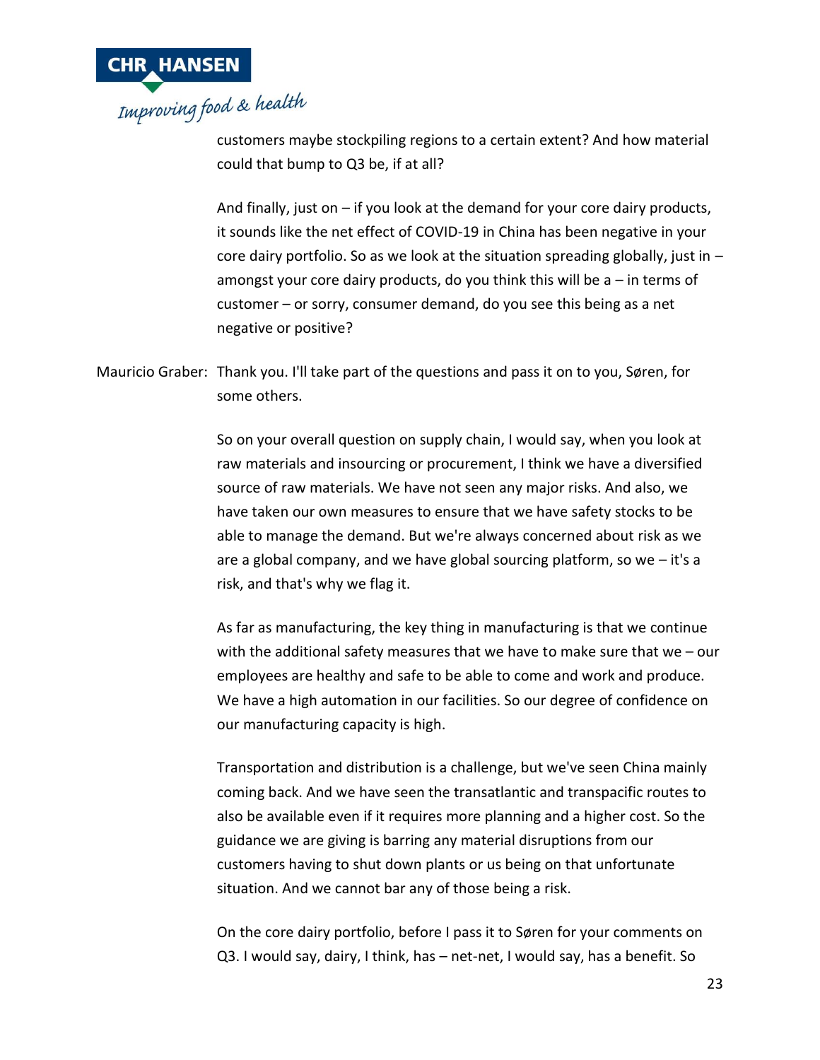customers maybe stockpiling regions to a certain extent? And how material could that bump to Q3 be, if at all?

And finally, just on – if you look at the demand for your core dairy products, it sounds like the net effect of COVID-19 in China has been negative in your core dairy portfolio. So as we look at the situation spreading globally, just in – amongst your core dairy products, do you think this will be a – in terms of customer – or sorry, consumer demand, do you see this being as a net negative or positive?

Mauricio Graber: Thank you. I'll take part of the questions and pass it on to you, Søren, for some others.

So on your overall question on supply chain, I would say, when you look at raw materials and insourcing or procurement, I think we have a diversified source of raw materials. We have not seen any major risks. And also, we have taken our own measures to ensure that we have safety stocks to be able to manage the demand. But we're always concerned about risk as we are a global company, and we have global sourcing platform, so we – it's a risk, and that's why we flag it.

As far as manufacturing, the key thing in manufacturing is that we continue with the additional safety measures that we have to make sure that we – our employees are healthy and safe to be able to come and work and produce. We have a high automation in our facilities. So our degree of confidence on our manufacturing capacity is high.

Transportation and distribution is a challenge, but we've seen China mainly coming back. And we have seen the transatlantic and transpacific routes to also be available even if it requires more planning and a higher cost. So the guidance we are giving is barring any material disruptions from our customers having to shut down plants or us being on that unfortunate situation. And we cannot bar any of those being a risk.

On the core dairy portfolio, before I pass it to Søren for your comments on Q3. I would say, dairy, I think, has – net-net, I would say, has a benefit. So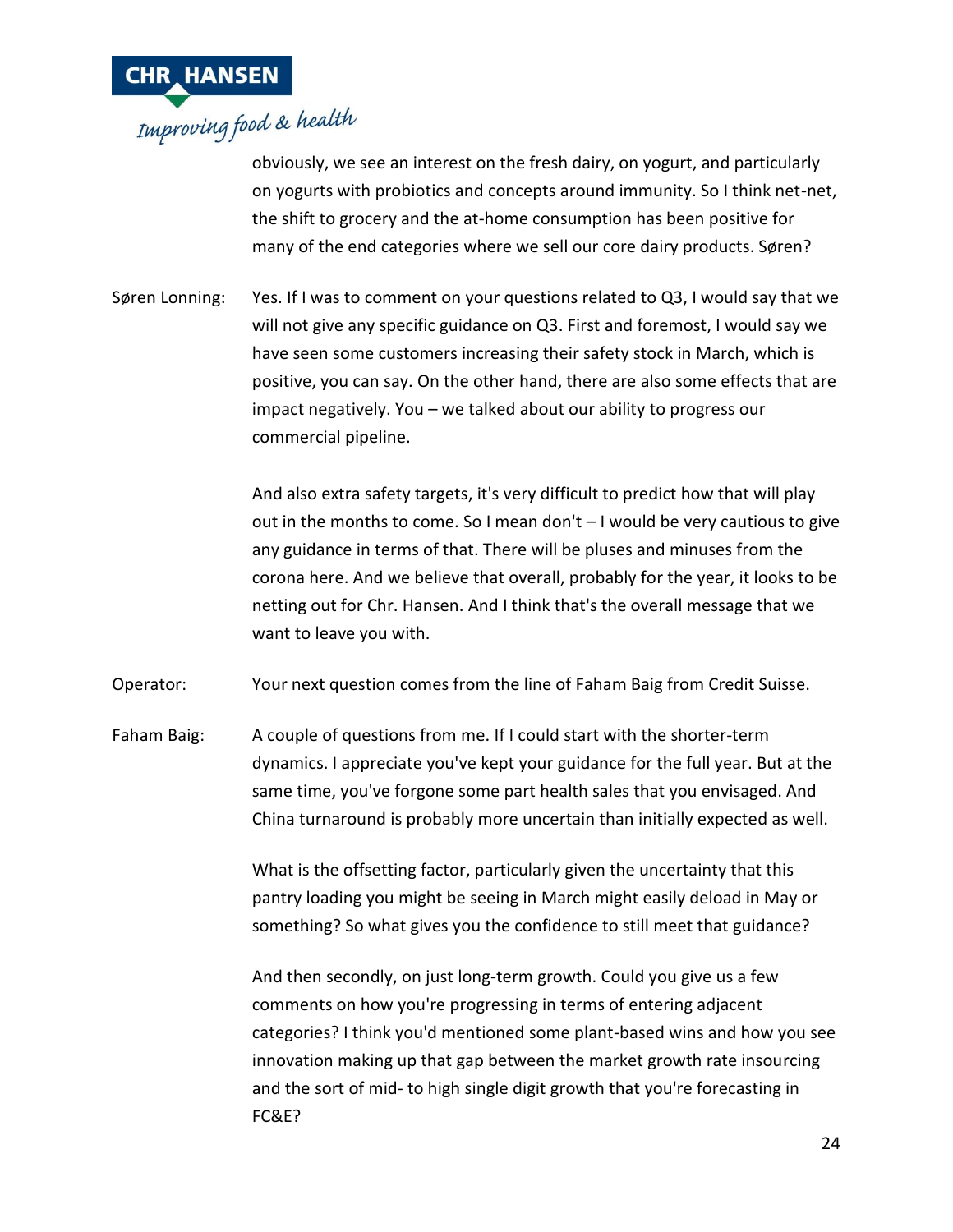obviously, we see an interest on the fresh dairy, on yogurt, and particularly on yogurts with probiotics and concepts around immunity. So I think net-net, the shift to grocery and the at-home consumption has been positive for many of the end categories where we sell our core dairy products. Søren?

Søren Lonning: Yes. If I was to comment on your questions related to Q3, I would say that we will not give any specific guidance on Q3. First and foremost, I would say we have seen some customers increasing their safety stock in March, which is positive, you can say. On the other hand, there are also some effects that are impact negatively. You – we talked about our ability to progress our commercial pipeline.

And also extra safety targets, it's very difficult to predict how that will play out in the months to come. So I mean don't – I would be very cautious to give any guidance in terms of that. There will be pluses and minuses from the corona here. And we believe that overall, probably for the year, it looks to be netting out for Chr. Hansen. And I think that's the overall message that we want to leave you with.

Operator: Your next question comes from the line of Faham Baig from Credit Suisse.

Faham Baig: A couple of questions from me. If I could start with the shorter-term dynamics. I appreciate you've kept your guidance for the full year. But at the same time, you've forgone some part health sales that you envisaged. And China turnaround is probably more uncertain than initially expected as well.

What is the offsetting factor, particularly given the uncertainty that this pantry loading you might be seeing in March might easily deload in May or something? So what gives you the confidence to still meet that guidance?

And then secondly, on just long-term growth. Could you give us a few comments on how you're progressing in terms of entering adjacent categories? I think you'd mentioned some plant-based wins and how you see innovation making up that gap between the market growth rate insourcing and the sort of mid- to high single digit growth that you're forecasting in FC&E?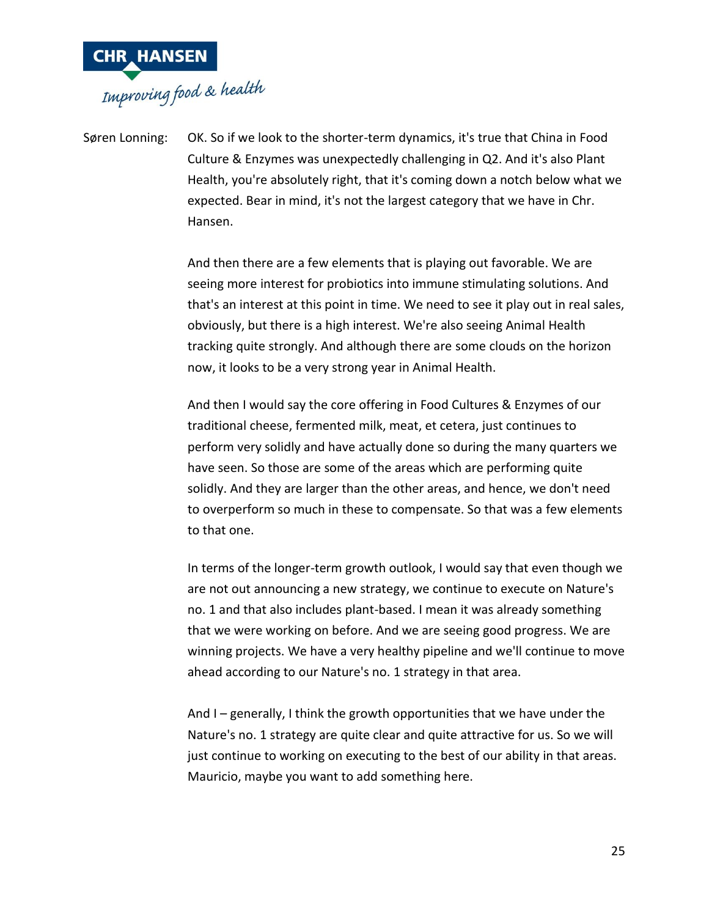Søren Lonning: OK. So if we look to the shorter-term dynamics, it's true that China in Food Culture & Enzymes was unexpectedly challenging in Q2. And it's also Plant Health, you're absolutely right, that it's coming down a notch below what we expected. Bear in mind, it's not the largest category that we have in Chr. Hansen.

And then there are a few elements that is playing out favorable. We are seeing more interest for probiotics into immune stimulating solutions. And that's an interest at this point in time. We need to see it play out in real sales, obviously, but there is a high interest. We're also seeing Animal Health tracking quite strongly. And although there are some clouds on the horizon now, it looks to be a very strong year in Animal Health.

And then I would say the core offering in Food Cultures & Enzymes of our traditional cheese, fermented milk, meat, et cetera, just continues to perform very solidly and have actually done so during the many quarters we have seen. So those are some of the areas which are performing quite solidly. And they are larger than the other areas, and hence, we don't need to overperform so much in these to compensate. So that was a few elements to that one.

In terms of the longer-term growth outlook, I would say that even though we are not out announcing a new strategy, we continue to execute on Nature's no. 1 and that also includes plant-based. I mean it was already something that we were working on before. And we are seeing good progress. We are winning projects. We have a very healthy pipeline and we'll continue to move ahead according to our Nature's no. 1 strategy in that area.

And I – generally, I think the growth opportunities that we have under the Nature's no. 1 strategy are quite clear and quite attractive for us. So we will just continue to working on executing to the best of our ability in that areas. Mauricio, maybe you want to add something here.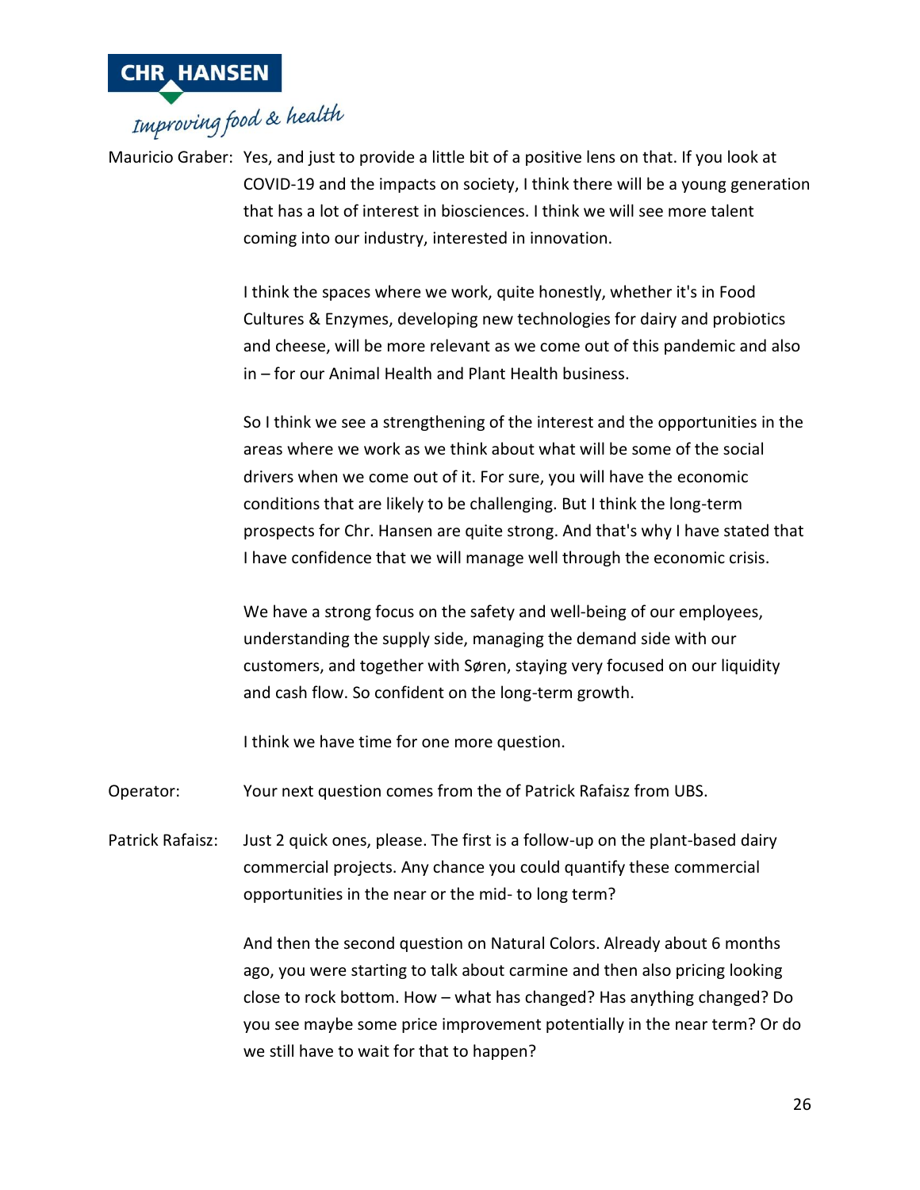Mauricio Graber: Yes, and just to provide a little bit of a positive lens on that. If you look at COVID-19 and the impacts on society, I think there will be a young generation that has a lot of interest in biosciences. I think we will see more talent coming into our industry, interested in innovation.

I think the spaces where we work, quite honestly, whether it's in Food Cultures & Enzymes, developing new technologies for dairy and probiotics and cheese, will be more relevant as we come out of this pandemic and also in – for our Animal Health and Plant Health business.

So I think we see a strengthening of the interest and the opportunities in the areas where we work as we think about what will be some of the social drivers when we come out of it. For sure, you will have the economic conditions that are likely to be challenging. But I think the long-term prospects for Chr. Hansen are quite strong. And that's why I have stated that I have confidence that we will manage well through the economic crisis.

We have a strong focus on the safety and well-being of our employees, understanding the supply side, managing the demand side with our customers, and together with Søren, staying very focused on our liquidity and cash flow. So confident on the long-term growth.

I think we have time for one more question.

Operator: Your next question comes from the of Patrick Rafaisz from UBS.

Patrick Rafaisz: Just 2 quick ones, please. The first is a follow-up on the plant-based dairy commercial projects. Any chance you could quantify these commercial opportunities in the near or the mid- to long term?

And then the second question on Natural Colors. Already about 6 months ago, you were starting to talk about carmine and then also pricing looking close to rock bottom. How – what has changed? Has anything changed? Do you see maybe some price improvement potentially in the near term? Or do we still have to wait for that to happen?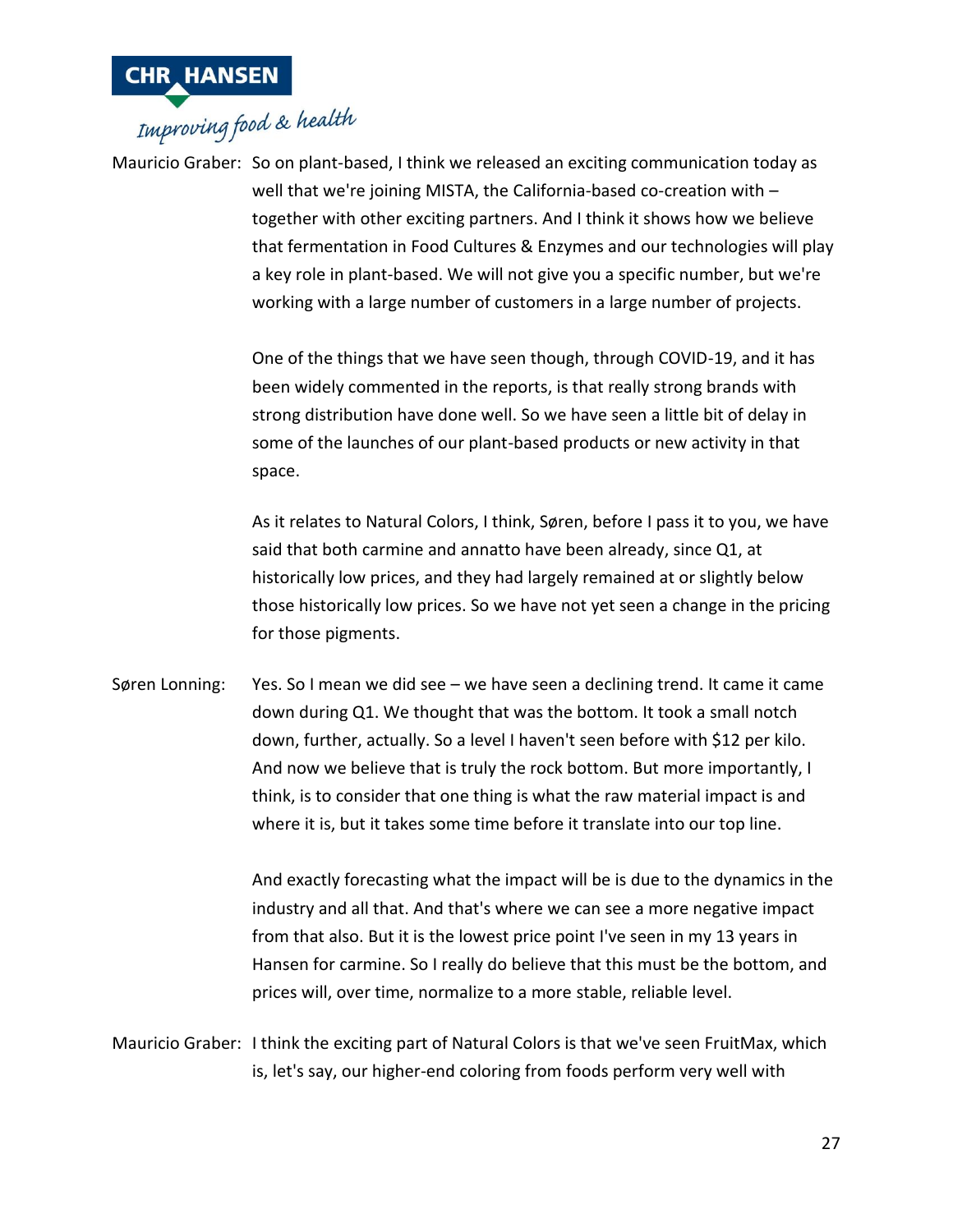Mauricio Graber: So on plant-based, I think we released an exciting communication today as well that we're joining MISTA, the California-based co-creation with – together with other exciting partners. And I think it shows how we believe that fermentation in Food Cultures & Enzymes and our technologies will play a key role in plant-based. We will not give you a specific number, but we're working with a large number of customers in a large number of projects.

One of the things that we have seen though, through COVID-19, and it has been widely commented in the reports, is that really strong brands with strong distribution have done well. So we have seen a little bit of delay in some of the launches of our plant-based products or new activity in that space.

As it relates to Natural Colors, I think, Søren, before I pass it to you, we have said that both carmine and annatto have been already, since Q1, at historically low prices, and they had largely remained at or slightly below those historically low prices. So we have not yet seen a change in the pricing for those pigments.

Søren Lonning: Yes. So I mean we did see – we have seen a declining trend. It came it came down during Q1. We thought that was the bottom. It took a small notch down, further, actually. So a level I haven't seen before with $12 per kilo. And now we believe that is truly the rock bottom. But more importantly, I think, is to consider that one thing is what the raw material impact is and where it is, but it takes some time before it translate into our top line.

And exactly forecasting what the impact will be is due to the dynamics in the industry and all that. And that's where we can see a more negative impact from that also. But it is the lowest price point I've seen in my 13 years in Hansen for carmine. So I really do believe that this must be the bottom, and prices will, over time, normalize to a more stable, reliable level.

Mauricio Graber: I think the exciting part of Natural Colors is that we've seen FruitMax, which is, let's say, our higher-end coloring from foods perform very well with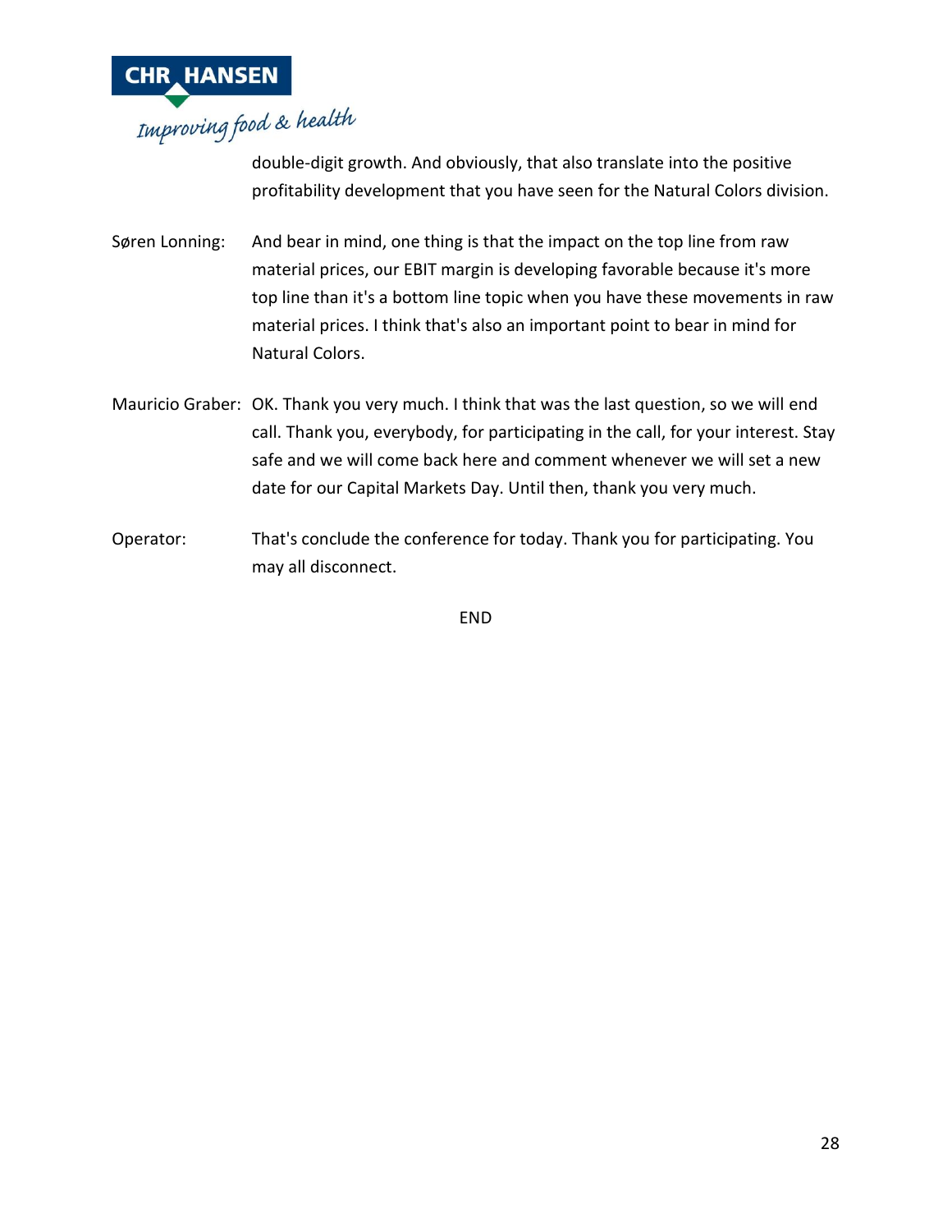double-digit growth. And obviously, that also translate into the positive profitability development that you have seen for the Natural Colors division.

Søren Lonning: And bear in mind, one thing is that the impact on the top line from raw material prices, our EBIT margin is developing favorable because it's more top line than it's a bottom line topic when you have these movements in raw material prices. I think that's also an important point to bear in mind for Natural Colors.

Mauricio Graber: OK. Thank you very much. I think that was the last question, so we will end call. Thank you, everybody, for participating in the call, for your interest. Stay safe and we will come back here and comment whenever we will set a new date for our Capital Markets Day. Until then, thank you very much.

Operator: That's conclude the conference for today. Thank you for participating. You may all disconnect.

END